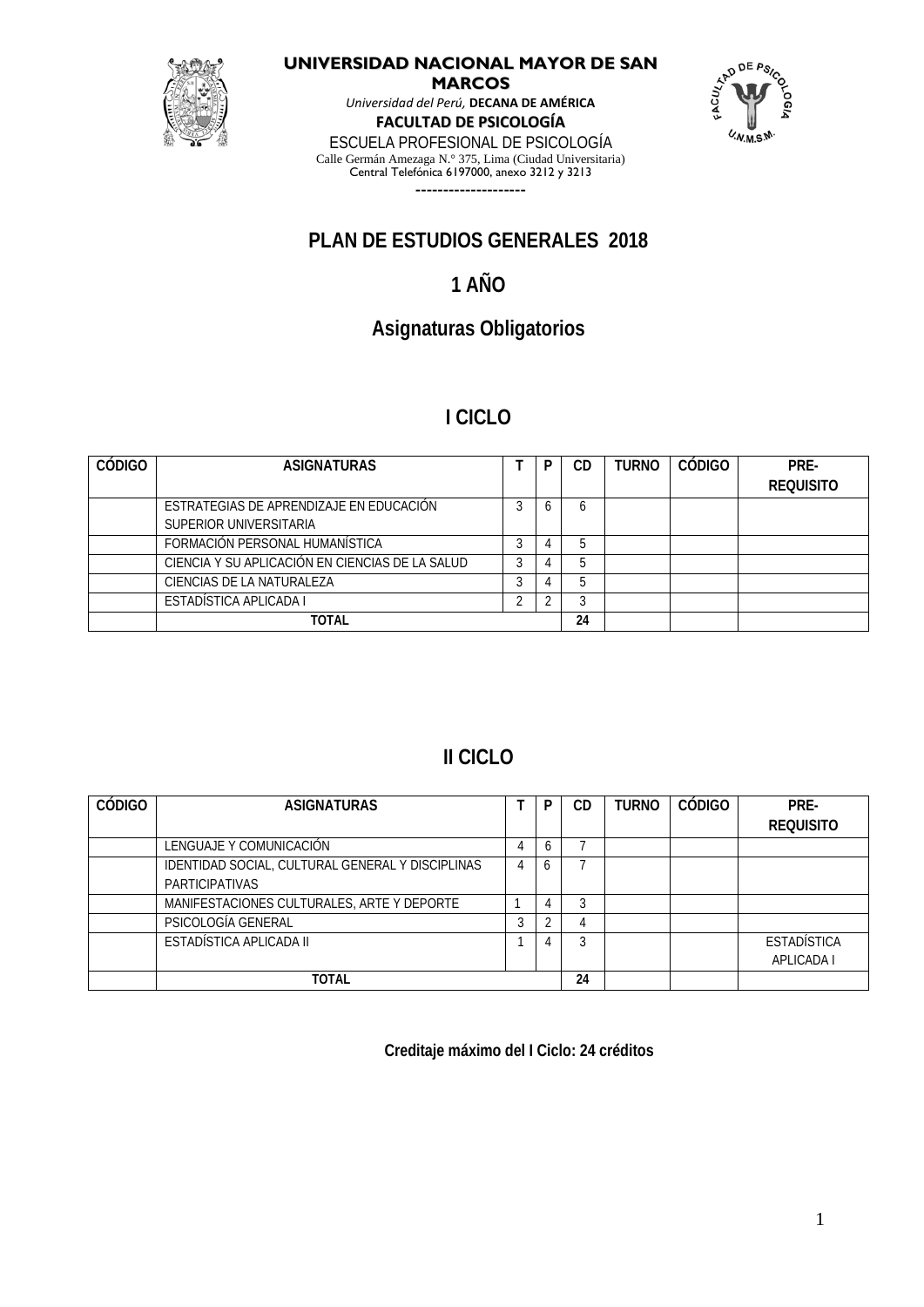**UNIVERSIDAD NACIONAL MAYOR DE SAN MARCOS**

*Universidad del Perú,* **DECANA DE AMÉRICA**

**FACULTAD DE PSICOLOGÍA**

ESCUELA PROFESIONAL DE PSICOLOGÍA

Calle Germán Amezaga N.° 375, Lima (Ciudad Universitaria)

Central Telefónica 6197000, anexo 3212 y 3213

--------------------

# PLAN DE ESTUDIOS GENERALES 2018

## 1 AÑO

## Asignaturas Obligatorios

## I CICLO

| CÓDIGO | ASIGNATURAS | T | P | CD | TURNO | CÓDIGO | PRE-REQUISITO |
|---|---|---|---|---|---|---|---|
| | ESTRATEGIAS DE APRENDIZAJE EN EDUCACIÓN SUPERIOR UNIVERSITARIA | 3 | 6 | 6 | | | |
| | FORMACIÓN PERSONAL HUMANÍSTICA | 3 | 4 | 5 | | | |
| | CIENCIA Y SU APLICACIÓN EN CIENCIAS DE LA SALUD | 3 | 4 | 5 | | | |
| | CIENCIAS DE LA NATURALEZA | 3 | 4 | 5 | | | |
| | ESTADÍSTICA APLICADA I | 2 | 2 | 3 | | | |
| | **TOTAL** | | | **24** | | | |

## II CICLO

| CÓDIGO | ASIGNATURAS | T | P | CD | TURNO | CÓDIGO | PRE-REQUISITO |
|---|---|---|---|---|---|---|---|
| | LENGUAJE Y COMUNICACIÓN | 4 | 6 | 7 | | | |
| | IDENTIDAD SOCIAL, CULTURAL GENERAL Y DISCIPLINAS PARTICIPATIVAS | 4 | 6 | 7 | | | |
| | MANIFESTACIONES CULTURALES, ARTE Y DEPORTE | 1 | 4 | 3 | | | |
| | PSICOLOGÍA GENERAL | 3 | 2 | 4 | | | |
| | ESTADÍSTICA APLICADA II | 1 | 4 | 3 | | | ESTADÍSTICA APLICADA I |
| | **TOTAL** | | | **24** | | | |

**Creditaje máximo del I Ciclo: 24 créditos**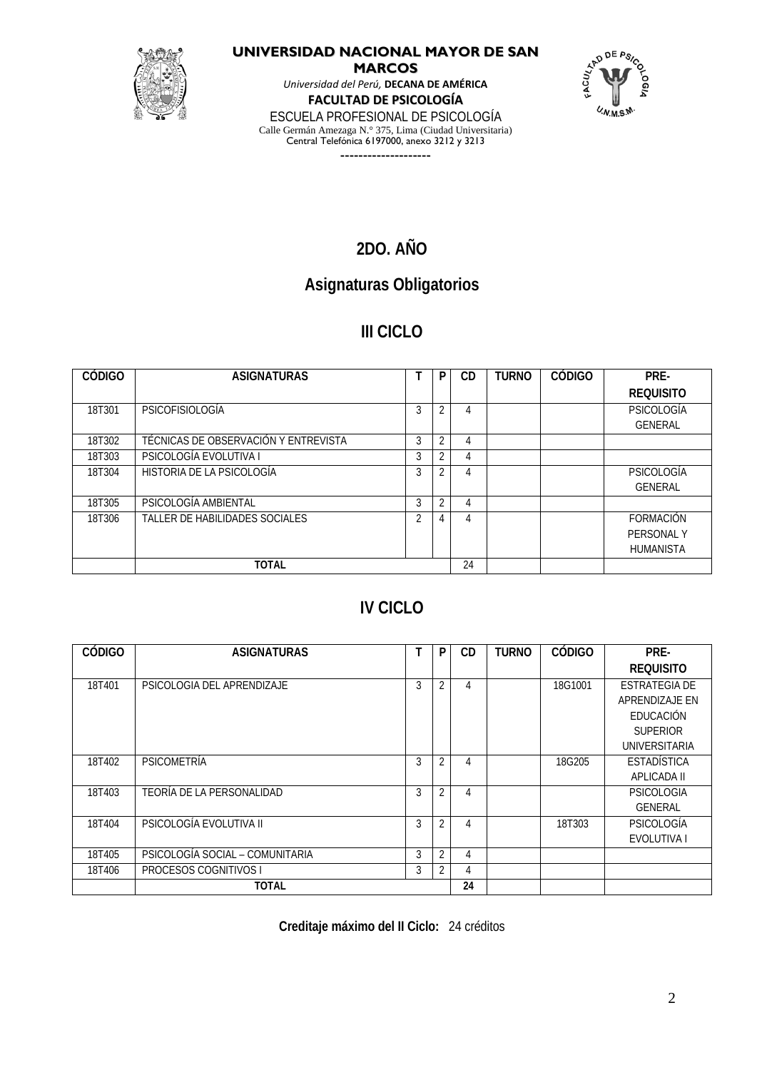**UNIVERSIDAD NACIONAL MAYOR DE SAN MARCOS**

*Universidad del Perú,* **DECANA DE AMÉRICA**

**FACULTAD DE PSICOLOGÍA**

ESCUELA PROFESIONAL DE PSICOLOGÍA

Calle Germán Amezaga N.° 375, Lima (Ciudad Universitaria)

Central Telefónica 6197000, anexo 3212 y 3213

--------------------

# 2DO. AÑO

## Asignaturas Obligatorios

## III CICLO

| CÓDIGO | ASIGNATURAS | T | P | CD | TURNO | CÓDIGO | PRE-REQUISITO |
|---|---|---|---|---|---|---|---|
| 18T301 | PSICOFISIOLOGÍA | 3 | 2 | 4 | | | PSICOLOGÍA GENERAL |
| 18T302 | TÉCNICAS DE OBSERVACIÓN Y ENTREVISTA | 3 | 2 | 4 | | | |
| 18T303 | PSICOLOGÍA EVOLUTIVA I | 3 | 2 | 4 | | | |
| 18T304 | HISTORIA DE LA PSICOLOGÍA | 3 | 2 | 4 | | | PSICOLOGÍA GENERAL |
| 18T305 | PSICOLOGÍA AMBIENTAL | 3 | 2 | 4 | | | |
| 18T306 | TALLER DE HABILIDADES SOCIALES | 2 | 4 | 4 | | | FORMACIÓN PERSONAL Y HUMANISTA |
| | TOTAL | | | 24 | | | |

## IV CICLO

| CÓDIGO | ASIGNATURAS | T | P | CD | TURNO | CÓDIGO | PRE-REQUISITO |
|---|---|---|---|---|---|---|---|
| 18T401 | PSICOLOGIA DEL APRENDIZAJE | 3 | 2 | 4 | | 18G1001 | ESTRATEGIA DE APRENDIZAJE EN EDUCACIÓN SUPERIOR UNIVERSITARIA |
| 18T402 | PSICOMETRÍA | 3 | 2 | 4 | | 18G205 | ESTADÍSTICA APLICADA II |
| 18T403 | TEORÍA DE LA PERSONALIDAD | 3 | 2 | 4 | | | PSICOLOGIA GENERAL |
| 18T404 | PSICOLOGÍA EVOLUTIVA II | 3 | 2 | 4 | | 18T303 | PSICOLOGÍA EVOLUTIVA I |
| 18T405 | PSICOLOGÍA SOCIAL – COMUNITARIA | 3 | 2 | 4 | | | |
| 18T406 | PROCESOS COGNITIVOS I | 3 | 2 | 4 | | | |
| | **TOTAL** | | | **24** | | | |

**Creditaje máximo del II Ciclo:** 24 créditos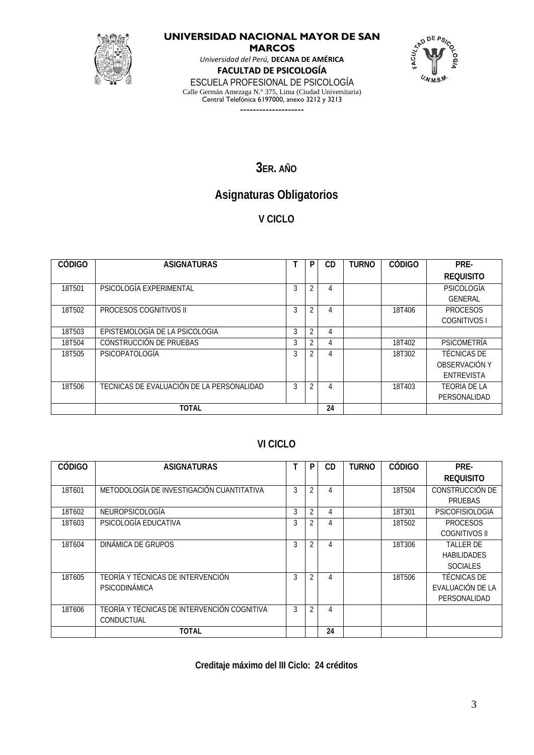**UNIVERSIDAD NACIONAL MAYOR DE SAN MARCOS**

*Universidad del Perú,* **DECANA DE AMÉRICA**

**FACULTAD DE PSICOLOGÍA**

ESCUELA PROFESIONAL DE PSICOLOGÍA

Calle Germán Amezaga N.° 375, Lima (Ciudad Universitaria)

Central Telefónica 6197000, anexo 3212 y 3213

--------------------

## 3ER. AÑO

## Asignaturas Obligatorios

### V CICLO

| CÓDIGO | ASIGNATURAS | T | P | CD | TURNO | CÓDIGO | PRE-REQUISITO |
|---|---|---|---|---|---|---|---|
| 18T501 | PSICOLOGÍA EXPERIMENTAL | 3 | 2 | 4 | | | PSICOLOGÍA GENERAL |
| 18T502 | PROCESOS COGNITIVOS II | 3 | 2 | 4 | | 18T406 | PROCESOS COGNITIVOS I |
| 18T503 | EPISTEMOLOGÍA DE LA PSICOLOGIA | 3 | 2 | 4 | | | |
| 18T504 | CONSTRUCCIÓN DE PRUEBAS | 3 | 2 | 4 | | 18T402 | PSICOMETRÍA |
| 18T505 | PSICOPATOLOGÍA | 3 | 2 | 4 | | 18T302 | TÉCNICAS DE OBSERVACIÓN Y ENTREVISTA |
| 18T506 | TECNICAS DE EVALUACIÓN DE LA PERSONALIDAD | 3 | 2 | 4 | | 18T403 | TEORIA DE LA PERSONALIDAD |
| | **TOTAL** | | | **24** | | | |

### VI CICLO

| CÓDIGO | ASIGNATURAS | T | P | CD | TURNO | CÓDIGO | PRE-REQUISITO |
|---|---|---|---|---|---|---|---|
| 18T601 | METODOLOGÍA DE INVESTIGACIÓN CUANTITATIVA | 3 | 2 | 4 | | 18T504 | CONSTRUCCIÓN DE PRUEBAS |
| 18T602 | NEUROPSICOLOGÍA | 3 | 2 | 4 | | 18T301 | PSICOFISIOLOGIA |
| 18T603 | PSICOLOGÍA EDUCATIVA | 3 | 2 | 4 | | 18T502 | PROCESOS COGNITIVOS II |
| 18T604 | DINÁMICA DE GRUPOS | 3 | 2 | 4 | | 18T306 | TALLER DE HABILIDADES SOCIALES |
| 18T605 | TEORÍA Y TÉCNICAS DE INTERVENCIÓN PSICODINÁMICA | 3 | 2 | 4 | | 18T506 | TÉCNICAS DE EVALUACIÓN DE LA PERSONALIDAD |
| 18T606 | TEORÍA Y TÉCNICAS DE INTERVENCIÓN COGNITIVA CONDUCTUAL | 3 | 2 | 4 | | | |
| | **TOTAL** | | | **24** | | | |

**Creditaje máximo del III Ciclo: 24 créditos**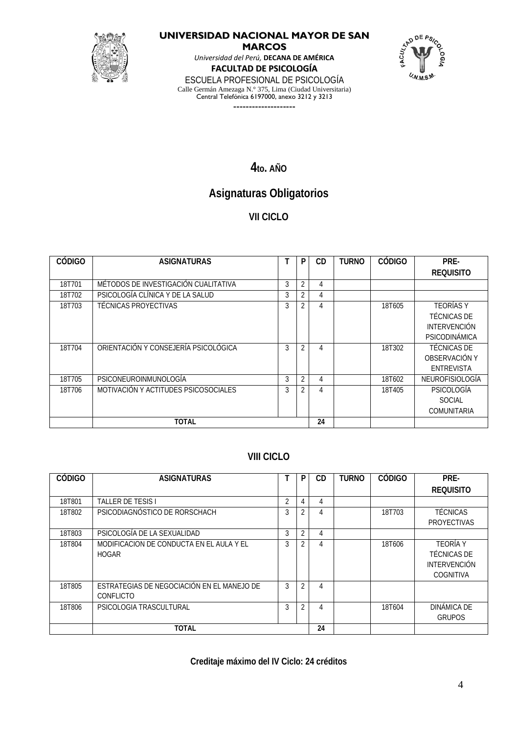**UNIVERSIDAD NACIONAL MAYOR DE SAN MARCOS**

*Universidad del Perú,* **DECANA DE AMÉRICA**

**FACULTAD DE PSICOLOGÍA**

ESCUELA PROFESIONAL DE PSICOLOGÍA

Calle Germán Amezaga N.° 375, Lima (Ciudad Universitaria)

Central Telefónica 6197000, anexo 3212 y 3213

--------------------

# 4to. AÑO

## Asignaturas Obligatorios

### VII CICLO

| CÓDIGO | ASIGNATURAS | T | P | CD | TURNO | CÓDIGO | PRE-REQUISITO |
|---|---|---|---|---|---|---|---|
| 18T701 | MÉTODOS DE INVESTIGACIÓN CUALITATIVA | 3 | 2 | 4 | | | |
| 18T702 | PSICOLOGÍA CLÍNICA Y DE LA SALUD | 3 | 2 | 4 | | | |
| 18T703 | TÉCNICAS PROYECTIVAS | 3 | 2 | 4 | | 18T605 | TEORÍAS Y TÉCNICAS DE INTERVENCIÓN PSICODINÁMICA |
| 18T704 | ORIENTACIÓN Y CONSEJERÍA PSICOLÓGICA | 3 | 2 | 4 | | 18T302 | TÉCNICAS DE OBSERVACIÓN Y ENTREVISTA |
| 18T705 | PSICONEUROINMUNOLOGÍA | 3 | 2 | 4 | | 18T602 | NEUROFISIOLOGÍA |
| 18T706 | MOTIVACIÓN Y ACTITUDES PSICOSOCIALES | 3 | 2 | 4 | | 18T405 | PSICOLOGÍA SOCIAL COMUNITARIA |
| | **TOTAL** | | | **24** | | | |

### VIII CICLO

| CÓDIGO | ASIGNATURAS | T | P | CD | TURNO | CÓDIGO | PRE-REQUISITO |
|---|---|---|---|---|---|---|---|
| 18T801 | TALLER DE TESIS I | 2 | 4 | 4 | | | |
| 18T802 | PSICODIAGNÓSTICO DE RORSCHACH | 3 | 2 | 4 | | 18T703 | TÉCNICAS PROYECTIVAS |
| 18T803 | PSICOLOGÍA DE LA SEXUALIDAD | 3 | 2 | 4 | | | |
| 18T804 | MODIFICACION DE CONDUCTA EN EL AULA Y EL HOGAR | 3 | 2 | 4 | | 18T606 | TEORÍA Y TÉCNICAS DE INTERVENCIÓN COGNITIVA |
| 18T805 | ESTRATEGIAS DE NEGOCIACIÓN EN EL MANEJO DE CONFLICTO | 3 | 2 | 4 | | | |
| 18T806 | PSICOLOGIA TRASCULTURAL | 3 | 2 | 4 | | 18T604 | DINÁMICA DE GRUPOS |
| | **TOTAL** | | | **24** | | | |

**Creditaje máximo del IV Ciclo: 24 créditos**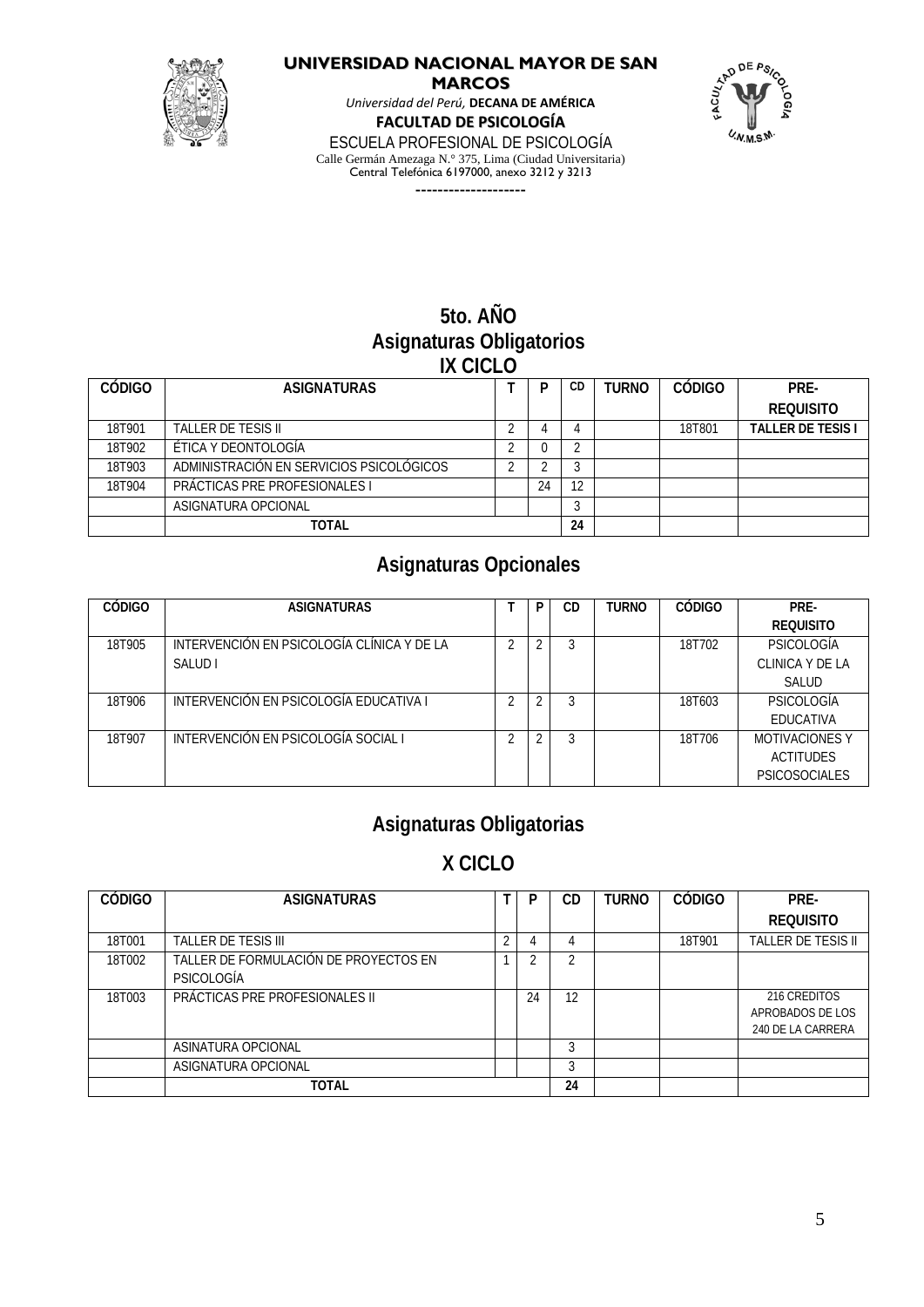**UNIVERSIDAD NACIONAL MAYOR DE SAN MARCOS**

*Universidad del Perú,* **DECANA DE AMÉRICA**

**FACULTAD DE PSICOLOGÍA**

ESCUELA PROFESIONAL DE PSICOLOGÍA

Calle Germán Amezaga N.° 375, Lima (Ciudad Universitaria)

Central Telefónica 6197000, anexo 3212 y 3213

--------------------

## 5to. AÑO

## Asignaturas Obligatorios

### IX CICLO

| CÓDIGO | ASIGNATURAS | T | P | CD | TURNO | CÓDIGO | PRE-REQUISITO |
|---|---|---|---|---|---|---|---|
| 18T901 | TALLER DE TESIS II | 2 | 4 | 4 | | 18T801 | **TALLER DE TESIS I** |
| 18T902 | ÉTICA Y DEONTOLOGÍA | 2 | 0 | 2 | | | |
| 18T903 | ADMINISTRACIÓN EN SERVICIOS PSICOLÓGICOS | 2 | 2 | 3 | | | |
| 18T904 | PRÁCTICAS PRE PROFESIONALES I | | 24 | 12 | | | |
| | ASIGNATURA OPCIONAL | | | 3 | | | |
| | **TOTAL** | | | **24** | | | |

## Asignaturas Opcionales

| CÓDIGO | ASIGNATURAS | T | P | CD | TURNO | CÓDIGO | PRE-REQUISITO |
|---|---|---|---|---|---|---|---|
| 18T905 | INTERVENCIÓN EN PSICOLOGÍA CLÍNICA Y DE LA SALUD I | 2 | 2 | 3 | | 18T702 | PSICOLOGÍA CLINICA Y DE LA SALUD |
| 18T906 | INTERVENCIÓN EN PSICOLOGÍA EDUCATIVA I | 2 | 2 | 3 | | 18T603 | PSICOLOGÍA EDUCATIVA |
| 18T907 | INTERVENCIÓN EN PSICOLOGÍA SOCIAL I | 2 | 2 | 3 | | 18T706 | MOTIVACIONES Y ACTITUDES PSICOSOCIALES |

## Asignaturas Obligatorias

### X CICLO

| CÓDIGO | ASIGNATURAS | T | P | CD | TURNO | CÓDIGO | PRE-REQUISITO |
|---|---|---|---|---|---|---|---|
| 18T001 | TALLER DE TESIS III | 2 | 4 | 4 | | 18T901 | TALLER DE TESIS II |
| 18T002 | TALLER DE FORMULACIÓN DE PROYECTOS EN PSICOLOGÍA | 1 | 2 | 2 | | | |
| 18T003 | PRÁCTICAS PRE PROFESIONALES II | | 24 | 12 | | | 216 CREDITOS APROBADOS DE LOS 240 DE LA CARRERA |
| | ASINATURA OPCIONAL | | | 3 | | | |
| | ASIGNATURA OPCIONAL | | | 3 | | | |
| | **TOTAL** | | | **24** | | | |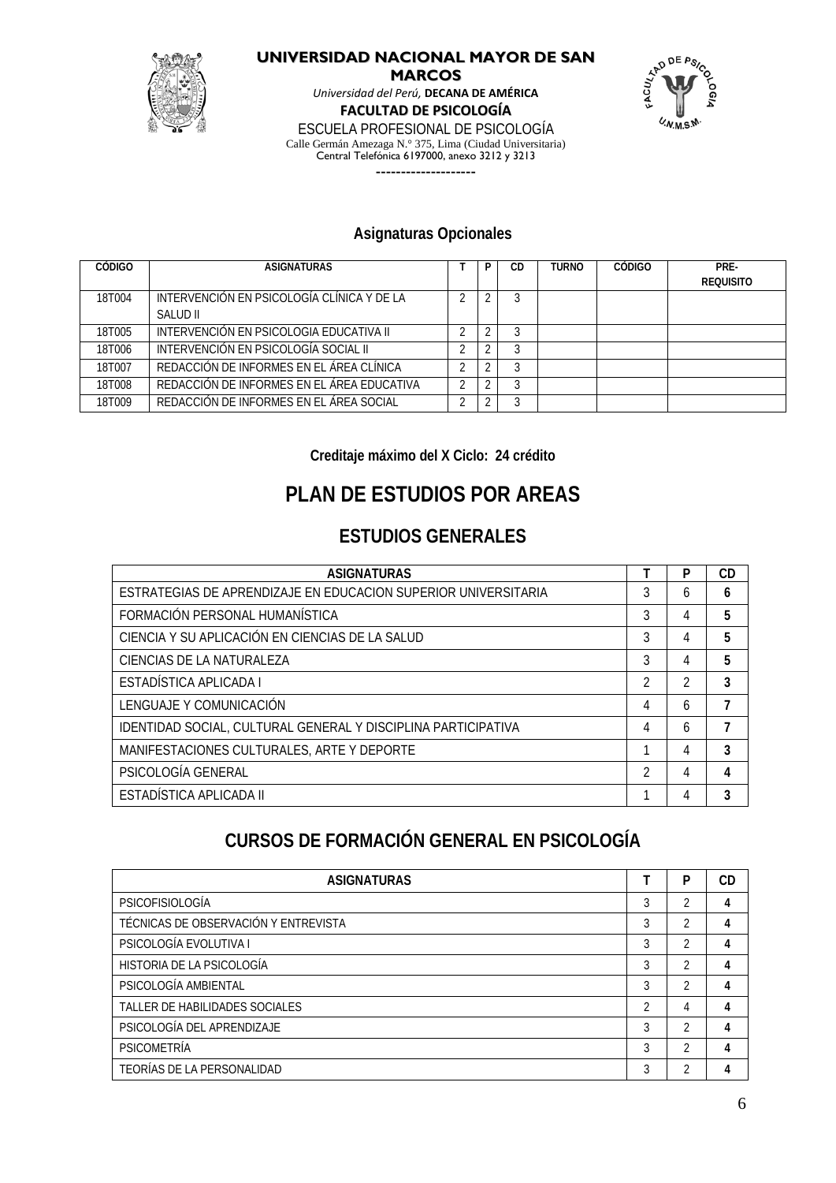**UNIVERSIDAD NACIONAL MAYOR DE SAN MARCOS**

*Universidad del Perú,* **DECANA DE AMÉRICA**

**FACULTAD DE PSICOLOGÍA**

ESCUELA PROFESIONAL DE PSICOLOGÍA

Calle Germán Amezaga N.° 375, Lima (Ciudad Universitaria)

Central Telefónica 6197000, anexo 3212 y 3213

--------------------

### Asignaturas Opcionales

| CÓDIGO | ASIGNATURAS | T | P | CD | TURNO | CÓDIGO | PRE-REQUISITO |
|---|---|---|---|---|---|---|---|
| 18T004 | INTERVENCIÓN EN PSICOLOGÍA CLÍNICA Y DE LA SALUD II | 2 | 2 | 3 | | | |
| 18T005 | INTERVENCIÓN EN PSICOLOGIA EDUCATIVA II | 2 | 2 | 3 | | | |
| 18T006 | INTERVENCIÓN EN PSICOLOGÍA SOCIAL II | 2 | 2 | 3 | | | |
| 18T007 | REDACCIÓN DE INFORMES EN EL ÁREA CLÍNICA | 2 | 2 | 3 | | | |
| 18T008 | REDACCIÓN DE INFORMES EN EL ÁREA EDUCATIVA | 2 | 2 | 3 | | | |
| 18T009 | REDACCIÓN DE INFORMES EN EL ÁREA SOCIAL | 2 | 2 | 3 | | | |

**Creditaje máximo del X Ciclo: 24 crédito**

# PLAN DE ESTUDIOS POR AREAS

## ESTUDIOS GENERALES

| ASIGNATURAS | T | P | CD |
|---|---|---|---|
| ESTRATEGIAS DE APRENDIZAJE EN EDUCACION SUPERIOR UNIVERSITARIA | 3 | 6 | **6** |
| FORMACIÓN PERSONAL HUMANÍSTICA | 3 | 4 | **5** |
| CIENCIA Y SU APLICACIÓN EN CIENCIAS DE LA SALUD | 3 | 4 | **5** |
| CIENCIAS DE LA NATURALEZA | 3 | 4 | **5** |
| ESTADÍSTICA APLICADA I | 2 | 2 | **3** |
| LENGUAJE Y COMUNICACIÓN | 4 | 6 | **7** |
| IDENTIDAD SOCIAL, CULTURAL GENERAL Y DISCIPLINA PARTICIPATIVA | 4 | 6 | **7** |
| MANIFESTACIONES CULTURALES, ARTE Y DEPORTE | 1 | 4 | **3** |
| PSICOLOGÍA GENERAL | 2 | 4 | **4** |
| ESTADÍSTICA APLICADA II | 1 | 4 | **3** |

## CURSOS DE FORMACIÓN GENERAL EN PSICOLOGÍA

| ASIGNATURAS | T | P | CD |
|---|---|---|---|
| PSICOFISIOLOGÍA | 3 | 2 | **4** |
| TÉCNICAS DE OBSERVACIÓN Y ENTREVISTA | 3 | 2 | **4** |
| PSICOLOGÍA EVOLUTIVA I | 3 | 2 | **4** |
| HISTORIA DE LA PSICOLOGÍA | 3 | 2 | **4** |
| PSICOLOGÍA AMBIENTAL | 3 | 2 | **4** |
| TALLER DE HABILIDADES SOCIALES | 2 | 4 | **4** |
| PSICOLOGÍA DEL APRENDIZAJE | 3 | 2 | **4** |
| PSICOMETRÍA | 3 | 2 | **4** |
| TEORÍAS DE LA PERSONALIDAD | 3 | 2 | **4** |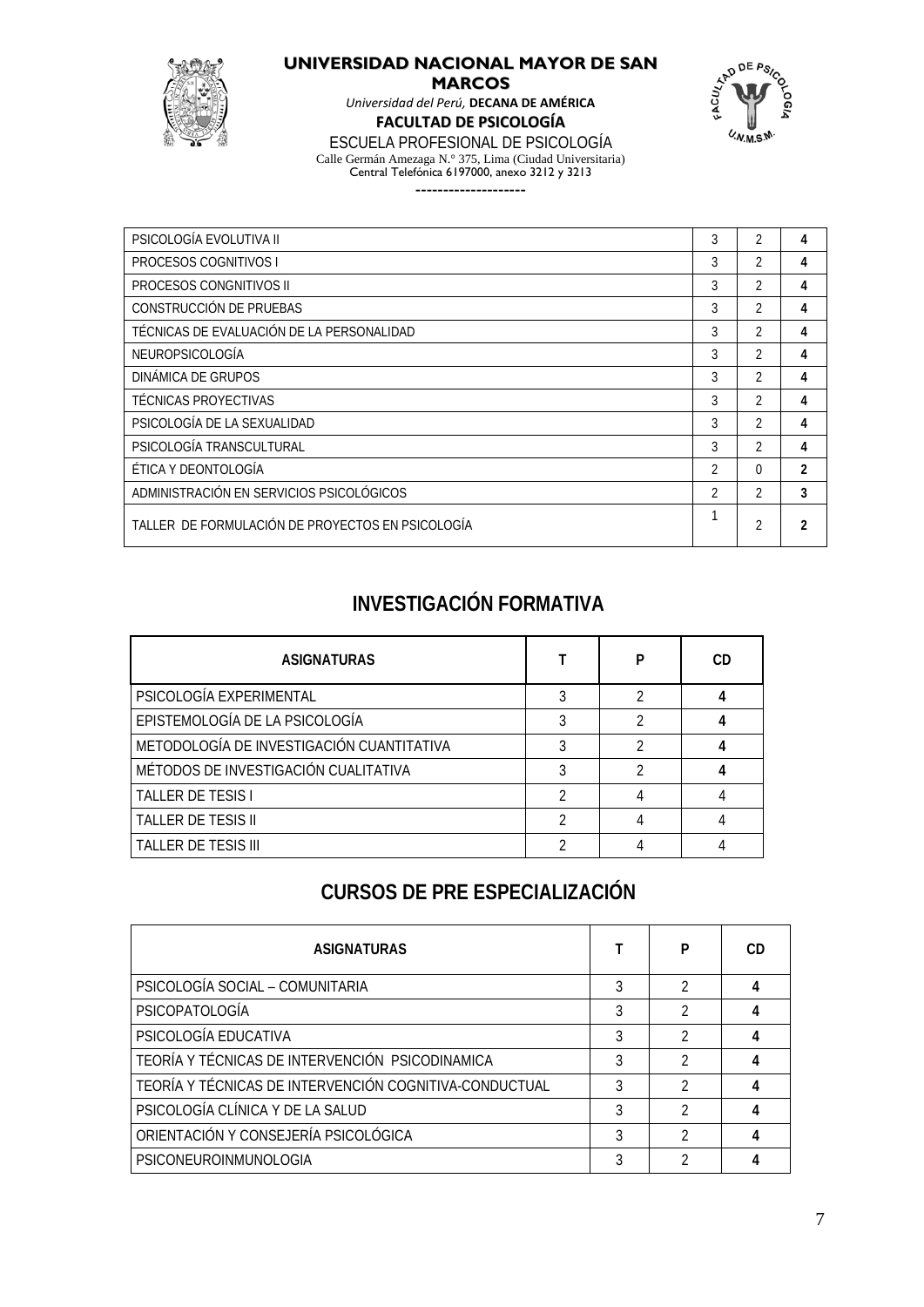| | | | |
|---|---|---|---|
| PSICOLOGÍA EVOLUTIVA II | 3 | 2 | **4** |
| PROCESOS COGNITIVOS I | 3 | 2 | **4** |
| PROCESOS CONGNITIVOS II | 3 | 2 | **4** |
| CONSTRUCCIÓN DE PRUEBAS | 3 | 2 | **4** |
| TÉCNICAS DE EVALUACIÓN DE LA PERSONALIDAD | 3 | 2 | **4** |
| NEUROPSICOLOGÍA | 3 | 2 | **4** |
| DINÁMICA DE GRUPOS | 3 | 2 | **4** |
| TÉCNICAS PROYECTIVAS | 3 | 2 | **4** |
| PSICOLOGÍA DE LA SEXUALIDAD | 3 | 2 | **4** |
| PSICOLOGÍA TRANSCULTURAL | 3 | 2 | **4** |
| ÉTICA Y DEONTOLOGÍA | 2 | 0 | **2** |
| ADMINISTRACIÓN EN SERVICIOS PSICOLÓGICOS | 2 | 2 | **3** |
| TALLER DE FORMULACIÓN DE PROYECTOS EN PSICOLOGÍA | 1 | 2 | **2** |

## INVESTIGACIÓN FORMATIVA

| ASIGNATURAS | T | P | CD |
|---|---|---|---|
| PSICOLOGÍA EXPERIMENTAL | 3 | 2 | **4** |
| EPISTEMOLOGÍA DE LA PSICOLOGÍA | 3 | 2 | **4** |
| METODOLOGÍA DE INVESTIGACIÓN CUANTITATIVA | 3 | 2 | **4** |
| MÉTODOS DE INVESTIGACIÓN CUALITATIVA | 3 | 2 | **4** |
| TALLER DE TESIS I | 2 | 4 | 4 |
| TALLER DE TESIS II | 2 | 4 | 4 |
| TALLER DE TESIS III | 2 | 4 | 4 |

## CURSOS DE PRE ESPECIALIZACIÓN

| ASIGNATURAS | T | P | CD |
|---|---|---|---|
| PSICOLOGÍA SOCIAL – COMUNITARIA | 3 | 2 | **4** |
| PSICOPATOLOGÍA | 3 | 2 | **4** |
| PSICOLOGÍA EDUCATIVA | 3 | 2 | **4** |
| TEORÍA Y TÉCNICAS DE INTERVENCIÓN PSICODINAMICA | 3 | 2 | **4** |
| TEORÍA Y TÉCNICAS DE INTERVENCIÓN COGNITIVA-CONDUCTUAL | 3 | 2 | **4** |
| PSICOLOGÍA CLÍNICA Y DE LA SALUD | 3 | 2 | **4** |
| ORIENTACIÓN Y CONSEJERÍA PSICOLÓGICA | 3 | 2 | **4** |
| PSICONEUROINMUNOLOGIA | 3 | 2 | **4** |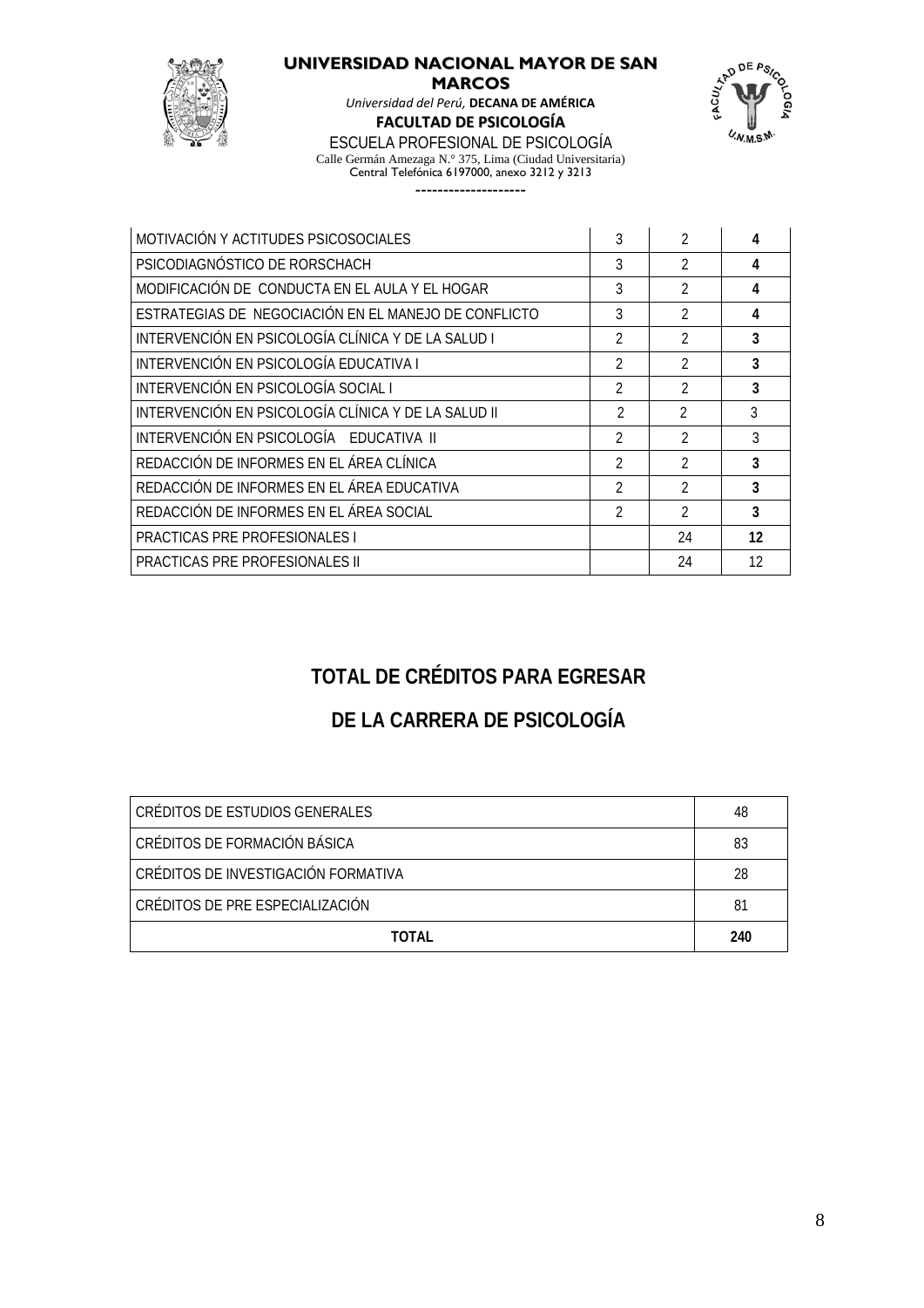| | | | |
|---|---|---|---|
| MOTIVACIÓN Y ACTITUDES PSICOSOCIALES | 3 | 2 | **4** |
| PSICODIAGNÓSTICO DE RORSCHACH | 3 | 2 | **4** |
| MODIFICACIÓN DE CONDUCTA EN EL AULA Y EL HOGAR | 3 | 2 | **4** |
| ESTRATEGIAS DE NEGOCIACIÓN EN EL MANEJO DE CONFLICTO | 3 | 2 | **4** |
| INTERVENCIÓN EN PSICOLOGÍA CLÍNICA Y DE LA SALUD I | 2 | 2 | **3** |
| INTERVENCIÓN EN PSICOLOGÍA EDUCATIVA I | 2 | 2 | **3** |
| INTERVENCIÓN EN PSICOLOGÍA SOCIAL I | 2 | 2 | **3** |
| INTERVENCIÓN EN PSICOLOGÍA CLÍNICA Y DE LA SALUD II | 2 | 2 | 3 |
| INTERVENCIÓN EN PSICOLOGÍA EDUCATIVA II | 2 | 2 | 3 |
| REDACCIÓN DE INFORMES EN EL ÁREA CLÍNICA | 2 | 2 | **3** |
| REDACCIÓN DE INFORMES EN EL ÁREA EDUCATIVA | 2 | 2 | **3** |
| REDACCIÓN DE INFORMES EN EL ÁREA SOCIAL | 2 | 2 | **3** |
| PRACTICAS PRE PROFESIONALES I | | 24 | **12** |
| PRACTICAS PRE PROFESIONALES II | | 24 | 12 |

## TOTAL DE CRÉDITOS PARA EGRESAR DE LA CARRERA DE PSICOLOGÍA

| | |
|---|---|
| CRÉDITOS DE ESTUDIOS GENERALES | 48 |
| CRÉDITOS DE FORMACIÓN BÁSICA | 83 |
| CRÉDITOS DE INVESTIGACIÓN FORMATIVA | 28 |
| CRÉDITOS DE PRE ESPECIALIZACIÓN | 81 |
| **TOTAL** | **240** |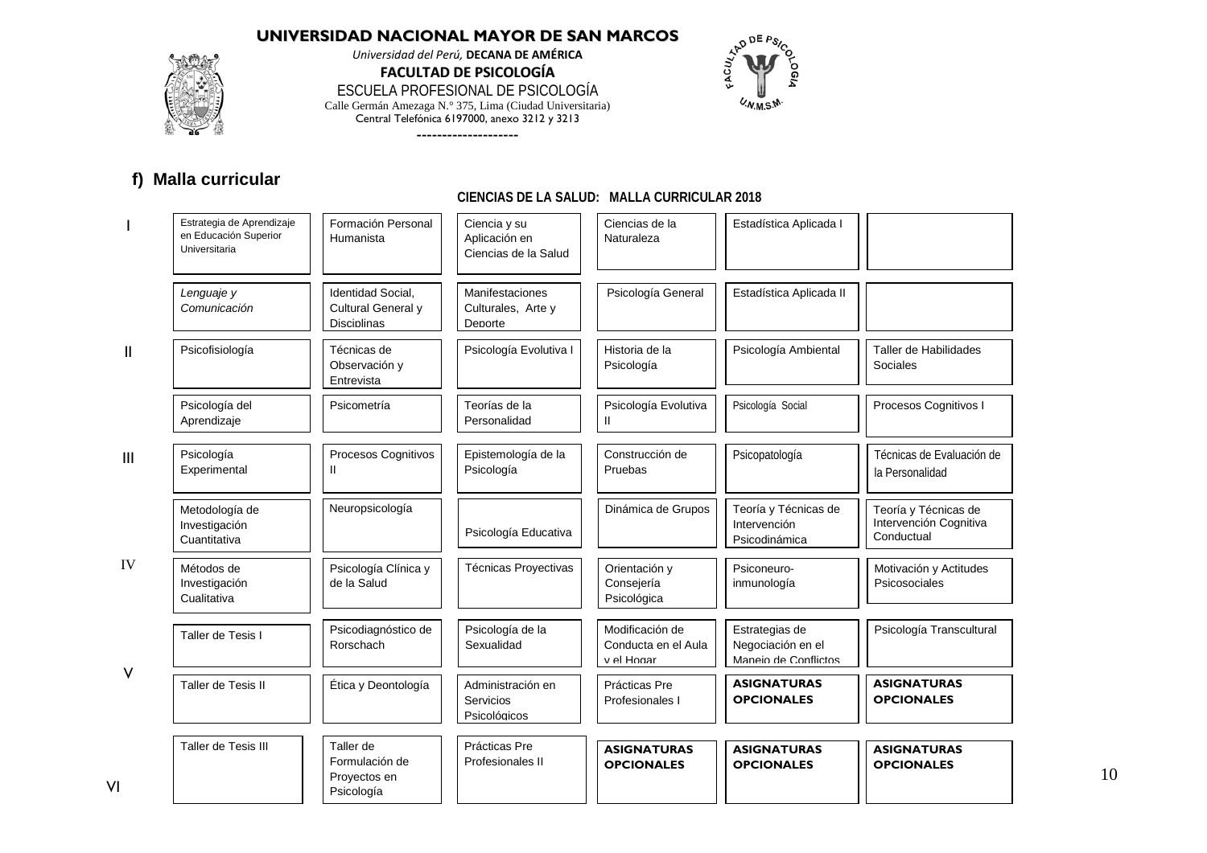**UNIVERSIDAD NACIONAL MAYOR DE SAN MARCOS**

*Universidad del Perú,* **DECANA DE AMÉRICA**

**FACULTAD DE PSICOLOGÍA**

ESCUELA PROFESIONAL DE PSICOLOGÍA

Calle Germán Amezaga N.º 375, Lima (Ciudad Universitaria)

Central Telefónica 6197000, anexo 3212 y 3213

## f) Malla curricular

**CIENCIAS DE LA SALUD: MALLA CURRICULAR 2018**

| Año | | | | | | |
|---|---|---|---|---|---|---|
| I | Estrategia de Aprendizaje en Educación Superior Universitaria | Formación Personal Humanista | Ciencia y su Aplicación en Ciencias de la Salud | Ciencias de la Naturaleza | Estadística Aplicada I | |
| | *Lenguaje y Comunicación* | Identidad Social, Cultural General y Disciplinas | Manifestaciones Culturales, Arte y Deporte | Psicología General | Estadística Aplicada II | |
| II | Psicofisiología | Técnicas de Observación y Entrevista | Psicología Evolutiva I | Historia de la Psicología | Psicología Ambiental | Taller de Habilidades Sociales |
| | Psicología del Aprendizaje | Psicometría | Teorías de la Personalidad | Psicología Evolutiva II | Psicología Social | Procesos Cognitivos I |
| III | Psicología Experimental | Procesos Cognitivos II | Epistemología de la Psicología | Construcción de Pruebas | Psicopatología | Técnicas de Evaluación de la Personalidad |
| | Metodología de Investigación Cuantitativa | Neuropsicología | Psicología Educativa | Dinámica de Grupos | Teoría y Técnicas de Intervención Psicodinámica | Teoría y Técnicas de Intervención Cognitiva Conductual |
| IV | Métodos de Investigación Cualitativa | Psicología Clínica y de la Salud | Técnicas Proyectivas | Orientación y Consejería Psicológica | Psiconeuro-inmunología | Motivación y Actitudes Psicosociales |
| | Taller de Tesis I | Psicodiagnóstico de Rorschach | Psicología de la Sexualidad | Modificación de Conducta en el Aula y el Hogar | Estrategias de Negociación en el Manejo de Conflictos | Psicología Transcultural |
| V | Taller de Tesis II | Ética y Deontología | Administración en Servicios Psicológicos | Prácticas Pre Profesionales I | **ASIGNATURAS OPCIONALES** | **ASIGNATURAS OPCIONALES** |
| VI | Taller de Tesis III | Taller de Formulación de Proyectos en Psicología | Prácticas Pre Profesionales II | **ASIGNATURAS OPCIONALES** | **ASIGNATURAS OPCIONALES** | **ASIGNATURAS OPCIONALES** |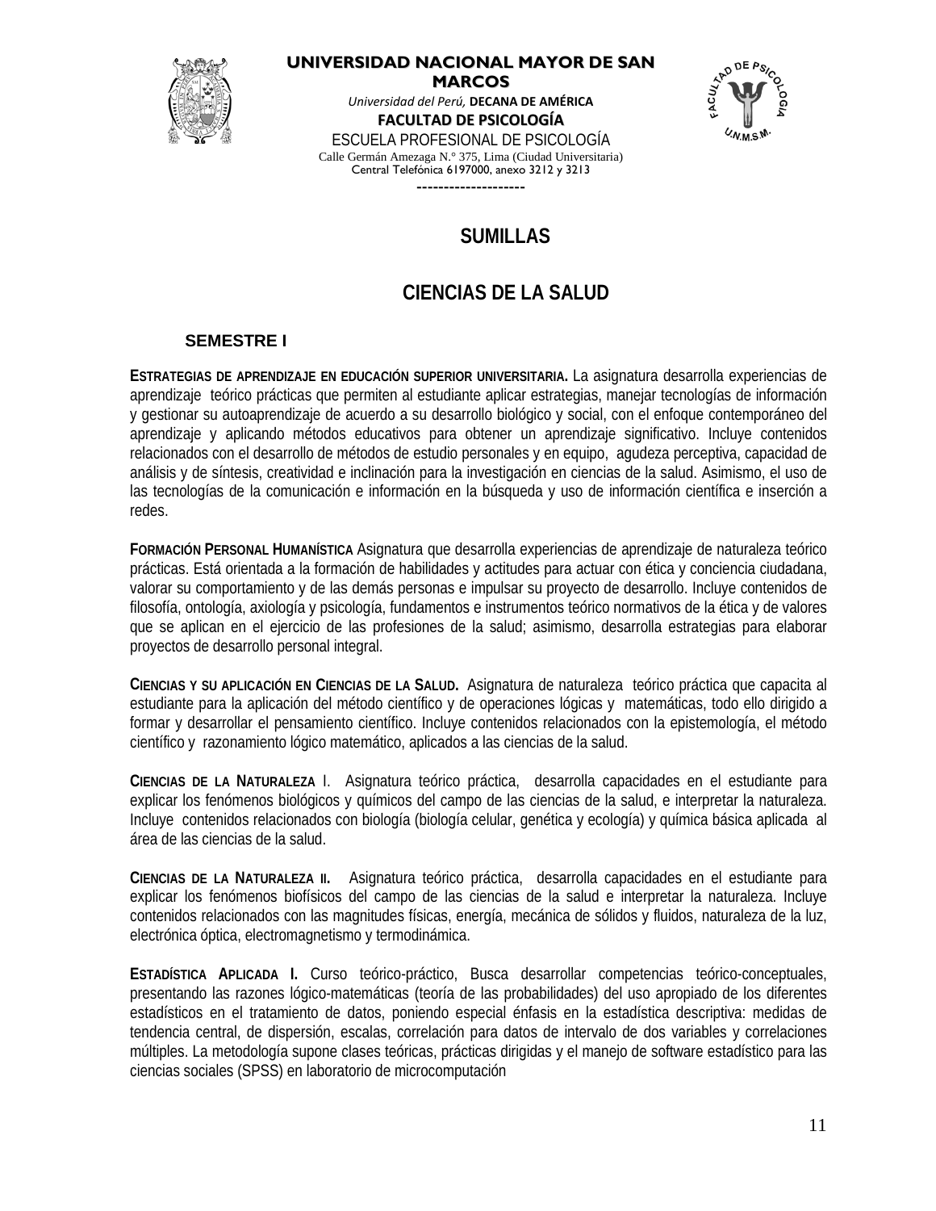**UNIVERSIDAD NACIONAL MAYOR DE SAN MARCOS**

*Universidad del Perú,* **DECANA DE AMÉRICA**

**FACULTAD DE PSICOLOGÍA**

ESCUELA PROFESIONAL DE PSICOLOGÍA

Calle Germán Amezaga N.° 375, Lima (Ciudad Universitaria)

Central Telefónica 6197000, anexo 3212 y 3213

--------------------

## SUMILLAS

## CIENCIAS DE LA SALUD

### SEMESTRE I

**ESTRATEGIAS DE APRENDIZAJE EN EDUCACIÓN SUPERIOR UNIVERSITARIA.** La asignatura desarrolla experiencias de aprendizaje teórico prácticas que permiten al estudiante aplicar estrategias, manejar tecnologías de información y gestionar su autoaprendizaje de acuerdo a su desarrollo biológico y social, con el enfoque contemporáneo del aprendizaje y aplicando métodos educativos para obtener un aprendizaje significativo. Incluye contenidos relacionados con el desarrollo de métodos de estudio personales y en equipo, agudeza perceptiva, capacidad de análisis y de síntesis, creatividad e inclinación para la investigación en ciencias de la salud. Asimismo, el uso de las tecnologías de la comunicación e información en la búsqueda y uso de información científica e inserción a redes.

**FORMACIÓN PERSONAL HUMANÍSTICA** Asignatura que desarrolla experiencias de aprendizaje de naturaleza teórico prácticas. Está orientada a la formación de habilidades y actitudes para actuar con ética y conciencia ciudadana, valorar su comportamiento y de las demás personas e impulsar su proyecto de desarrollo. Incluye contenidos de filosofía, ontología, axiología y psicología, fundamentos e instrumentos teórico normativos de la ética y de valores que se aplican en el ejercicio de las profesiones de la salud; asimismo, desarrolla estrategias para elaborar proyectos de desarrollo personal integral.

**CIENCIAS Y SU APLICACIÓN EN CIENCIAS DE LA SALUD.** Asignatura de naturaleza teórico práctica que capacita al estudiante para la aplicación del método científico y de operaciones lógicas y matemáticas, todo ello dirigido a formar y desarrollar el pensamiento científico. Incluye contenidos relacionados con la epistemología, el método científico y razonamiento lógico matemático, aplicados a las ciencias de la salud.

**CIENCIAS DE LA NATURALEZA** I. Asignatura teórico práctica, desarrolla capacidades en el estudiante para explicar los fenómenos biológicos y químicos del campo de las ciencias de la salud, e interpretar la naturaleza. Incluye contenidos relacionados con biología (biología celular, genética y ecología) y química básica aplicada al área de las ciencias de la salud.

**CIENCIAS DE LA NATURALEZA II.** Asignatura teórico práctica, desarrolla capacidades en el estudiante para explicar los fenómenos biofísicos del campo de las ciencias de la salud e interpretar la naturaleza. Incluye contenidos relacionados con las magnitudes físicas, energía, mecánica de sólidos y fluidos, naturaleza de la luz, electrónica óptica, electromagnetismo y termodinámica.

**ESTADÍSTICA APLICADA I.** Curso teórico-práctico, Busca desarrollar competencias teórico-conceptuales, presentando las razones lógico-matemáticas (teoría de las probabilidades) del uso apropiado de los diferentes estadísticos en el tratamiento de datos, poniendo especial énfasis en la estadística descriptiva: medidas de tendencia central, de dispersión, escalas, correlación para datos de intervalo de dos variables y correlaciones múltiples. La metodología supone clases teóricas, prácticas dirigidas y el manejo de software estadístico para las ciencias sociales (SPSS) en laboratorio de microcomputación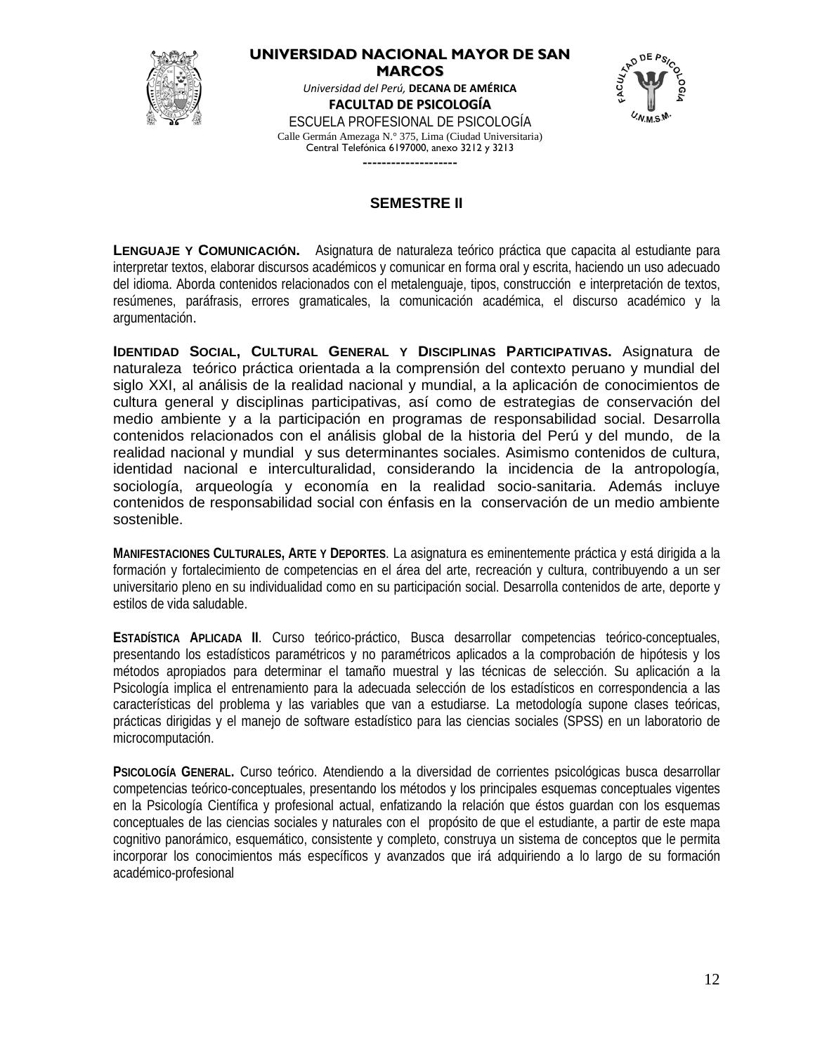## SEMESTRE II

**LENGUAJE Y COMUNICACIÓN.** Asignatura de naturaleza teórico práctica que capacita al estudiante para interpretar textos, elaborar discursos académicos y comunicar en forma oral y escrita, haciendo un uso adecuado del idioma. Aborda contenidos relacionados con el metalenguaje, tipos, construcción e interpretación de textos, resúmenes, paráfrasis, errores gramaticales, la comunicación académica, el discurso académico y la argumentación.

**IDENTIDAD SOCIAL, CULTURAL GENERAL Y DISCIPLINAS PARTICIPATIVAS.** Asignatura de naturaleza teórico práctica orientada a la comprensión del contexto peruano y mundial del siglo XXI, al análisis de la realidad nacional y mundial, a la aplicación de conocimientos de cultura general y disciplinas participativas, así como de estrategias de conservación del medio ambiente y a la participación en programas de responsabilidad social. Desarrolla contenidos relacionados con el análisis global de la historia del Perú y del mundo, de la realidad nacional y mundial y sus determinantes sociales. Asimismo contenidos de cultura, identidad nacional e interculturalidad, considerando la incidencia de la antropología, sociología, arqueología y economía en la realidad socio-sanitaria. Además incluye contenidos de responsabilidad social con énfasis en la conservación de un medio ambiente sostenible.

**MANIFESTACIONES CULTURALES, ARTE Y DEPORTES**. La asignatura es eminentemente práctica y está dirigida a la formación y fortalecimiento de competencias en el área del arte, recreación y cultura, contribuyendo a un ser universitario pleno en su individualidad como en su participación social. Desarrolla contenidos de arte, deporte y estilos de vida saludable.

**ESTADÍSTICA APLICADA II**. Curso teórico-práctico, Busca desarrollar competencias teórico-conceptuales, presentando los estadísticos paramétricos y no paramétricos aplicados a la comprobación de hipótesis y los métodos apropiados para determinar el tamaño muestral y las técnicas de selección. Su aplicación a la Psicología implica el entrenamiento para la adecuada selección de los estadísticos en correspondencia a las características del problema y las variables que van a estudiarse. La metodología supone clases teóricas, prácticas dirigidas y el manejo de software estadístico para las ciencias sociales (SPSS) en un laboratorio de microcomputación.

**PSICOLOGÍA GENERAL.** Curso teórico. Atendiendo a la diversidad de corrientes psicológicas busca desarrollar competencias teórico-conceptuales, presentando los métodos y los principales esquemas conceptuales vigentes en la Psicología Científica y profesional actual, enfatizando la relación que éstos guardan con los esquemas conceptuales de las ciencias sociales y naturales con el propósito de que el estudiante, a partir de este mapa cognitivo panorámico, esquemático, consistente y completo, construya un sistema de conceptos que le permita incorporar los conocimientos más específicos y avanzados que irá adquiriendo a lo largo de su formación académico-profesional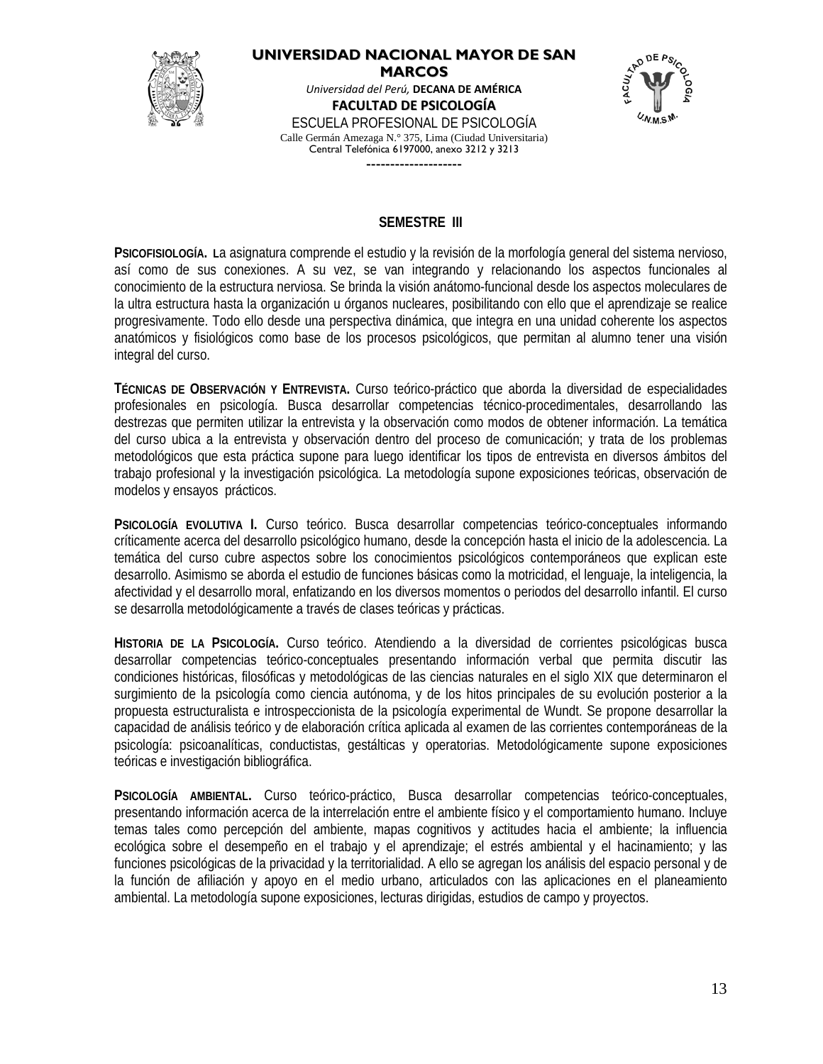## SEMESTRE III

**PSICOFISIOLOGÍA.** La asignatura comprende el estudio y la revisión de la morfología general del sistema nervioso, así como de sus conexiones. A su vez, se van integrando y relacionando los aspectos funcionales al conocimiento de la estructura nerviosa. Se brinda la visión anátomo-funcional desde los aspectos moleculares de la ultra estructura hasta la organización u órganos nucleares, posibilitando con ello que el aprendizaje se realice progresivamente. Todo ello desde una perspectiva dinámica, que integra en una unidad coherente los aspectos anatómicos y fisiológicos como base de los procesos psicológicos, que permitan al alumno tener una visión integral del curso.

**TÉCNICAS DE OBSERVACIÓN Y ENTREVISTA.** Curso teórico-práctico que aborda la diversidad de especialidades profesionales en psicología. Busca desarrollar competencias técnico-procedimentales, desarrollando las destrezas que permiten utilizar la entrevista y la observación como modos de obtener información. La temática del curso ubica a la entrevista y observación dentro del proceso de comunicación; y trata de los problemas metodológicos que esta práctica supone para luego identificar los tipos de entrevista en diversos ámbitos del trabajo profesional y la investigación psicológica. La metodología supone exposiciones teóricas, observación de modelos y ensayos prácticos.

**PSICOLOGÍA EVOLUTIVA I.** Curso teórico. Busca desarrollar competencias teórico-conceptuales informando críticamente acerca del desarrollo psicológico humano, desde la concepción hasta el inicio de la adolescencia. La temática del curso cubre aspectos sobre los conocimientos psicológicos contemporáneos que explican este desarrollo. Asimismo se aborda el estudio de funciones básicas como la motricidad, el lenguaje, la inteligencia, la afectividad y el desarrollo moral, enfatizando en los diversos momentos o periodos del desarrollo infantil. El curso se desarrolla metodológicamente a través de clases teóricas y prácticas.

**HISTORIA DE LA PSICOLOGÍA.** Curso teórico. Atendiendo a la diversidad de corrientes psicológicas busca desarrollar competencias teórico-conceptuales presentando información verbal que permita discutir las condiciones históricas, filosóficas y metodológicas de las ciencias naturales en el siglo XIX que determinaron el surgimiento de la psicología como ciencia autónoma, y de los hitos principales de su evolución posterior a la propuesta estructuralista e introspeccionista de la psicología experimental de Wundt. Se propone desarrollar la capacidad de análisis teórico y de elaboración crítica aplicada al examen de las corrientes contemporáneas de la psicología: psicoanalíticas, conductistas, gestálticas y operatorias. Metodológicamente supone exposiciones teóricas e investigación bibliográfica.

**PSICOLOGÍA AMBIENTAL.** Curso teórico-práctico, Busca desarrollar competencias teórico-conceptuales, presentando información acerca de la interrelación entre el ambiente físico y el comportamiento humano. Incluye temas tales como percepción del ambiente, mapas cognitivos y actitudes hacia el ambiente; la influencia ecológica sobre el desempeño en el trabajo y el aprendizaje; el estrés ambiental y el hacinamiento; y las funciones psicológicas de la privacidad y la territorialidad. A ello se agregan los análisis del espacio personal y de la función de afiliación y apoyo en el medio urbano, articulados con las aplicaciones en el planeamiento ambiental. La metodología supone exposiciones, lecturas dirigidas, estudios de campo y proyectos.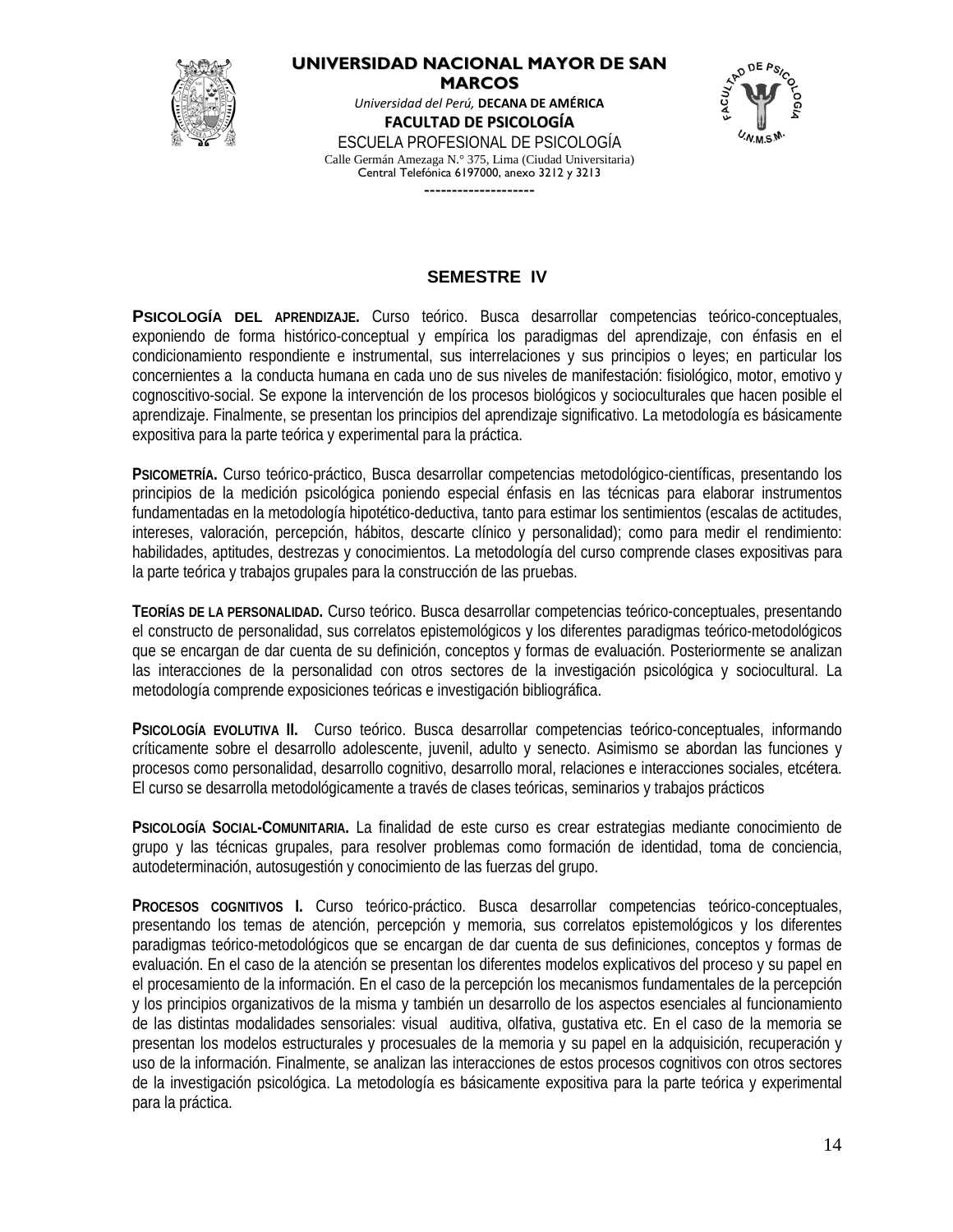## SEMESTRE IV

**PSICOLOGÍA DEL APRENDIZAJE.** Curso teórico. Busca desarrollar competencias teórico-conceptuales, exponiendo de forma histórico-conceptual y empíríca los paradigmas del aprendizaje, con énfasis en el condicionamiento respondiente e instrumental, sus interrelaciones y sus principios o leyes; en particular los concernientes a la conducta humana en cada uno de sus niveles de manifestación: fisiológico, motor, emotivo y cognoscitivo-social. Se expone la intervención de los procesos biológicos y socioculturales que hacen posible el aprendizaje. Finalmente, se presentan los principios del aprendizaje significativo. La metodología es básicamente expositiva para la parte teórica y experimental para la práctica.

**PSICOMETRÍA.** Curso teórico-práctico, Busca desarrollar competencias metodológico-científicas, presentando los principios de la medición psicológica poniendo especial énfasis en las técnicas para elaborar instrumentos fundamentadas en la metodología hipotético-deductiva, tanto para estimar los sentimientos (escalas de actitudes, intereses, valoración, percepción, hábitos, descarte clínico y personalidad); como para medir el rendimiento: habilidades, aptitudes, destrezas y conocimientos. La metodología del curso comprende clases expositivas para la parte teórica y trabajos grupales para la construcción de las pruebas.

**TEORÍAS DE LA PERSONALIDAD.** Curso teórico. Busca desarrollar competencias teórico-conceptuales, presentando el constructo de personalidad, sus correlatos epistemológicos y los diferentes paradigmas teórico-metodológicos que se encargan de dar cuenta de su definición, conceptos y formas de evaluación. Posteriormente se analizan las interacciones de la personalidad con otros sectores de la investigación psicológica y sociocultural. La metodología comprende exposiciones teóricas e investigación bibliográfica.

**PSICOLOGÍA EVOLUTIVA II.** Curso teórico. Busca desarrollar competencias teórico-conceptuales, informando críticamente sobre el desarrollo adolescente, juvenil, adulto y senecto. Asimismo se abordan las funciones y procesos como personalidad, desarrollo cognitivo, desarrollo moral, relaciones e interacciones sociales, etcétera. El curso se desarrolla metodológicamente a través de clases teóricas, seminarios y trabajos prácticos

**PSICOLOGÍA SOCIAL-COMUNITARIA.** La finalidad de este curso es crear estrategias mediante conocimiento de grupo y las técnicas grupales, para resolver problemas como formación de identidad, toma de conciencia, autodeterminación, autosugestión y conocimiento de las fuerzas del grupo.

**PROCESOS COGNITIVOS I.** Curso teórico-práctico. Busca desarrollar competencias teórico-conceptuales, presentando los temas de atención, percepción y memoria, sus correlatos epistemológicos y los diferentes paradigmas teórico-metodológicos que se encargan de dar cuenta de sus definiciones, conceptos y formas de evaluación. En el caso de la atención se presentan los diferentes modelos explicativos del proceso y su papel en el procesamiento de la información. En el caso de la percepción los mecanismos fundamentales de la percepción y los principios organizativos de la misma y también un desarrollo de los aspectos esenciales al funcionamiento de las distintas modalidades sensoriales: visual auditiva, olfativa, gustativa etc. En el caso de la memoria se presentan los modelos estructurales y procesuales de la memoria y su papel en la adquisición, recuperación y uso de la información. Finalmente, se analizan las interacciones de estos procesos cognitivos con otros sectores de la investigación psicológica. La metodología es básicamente expositiva para la parte teórica y experimental para la práctica.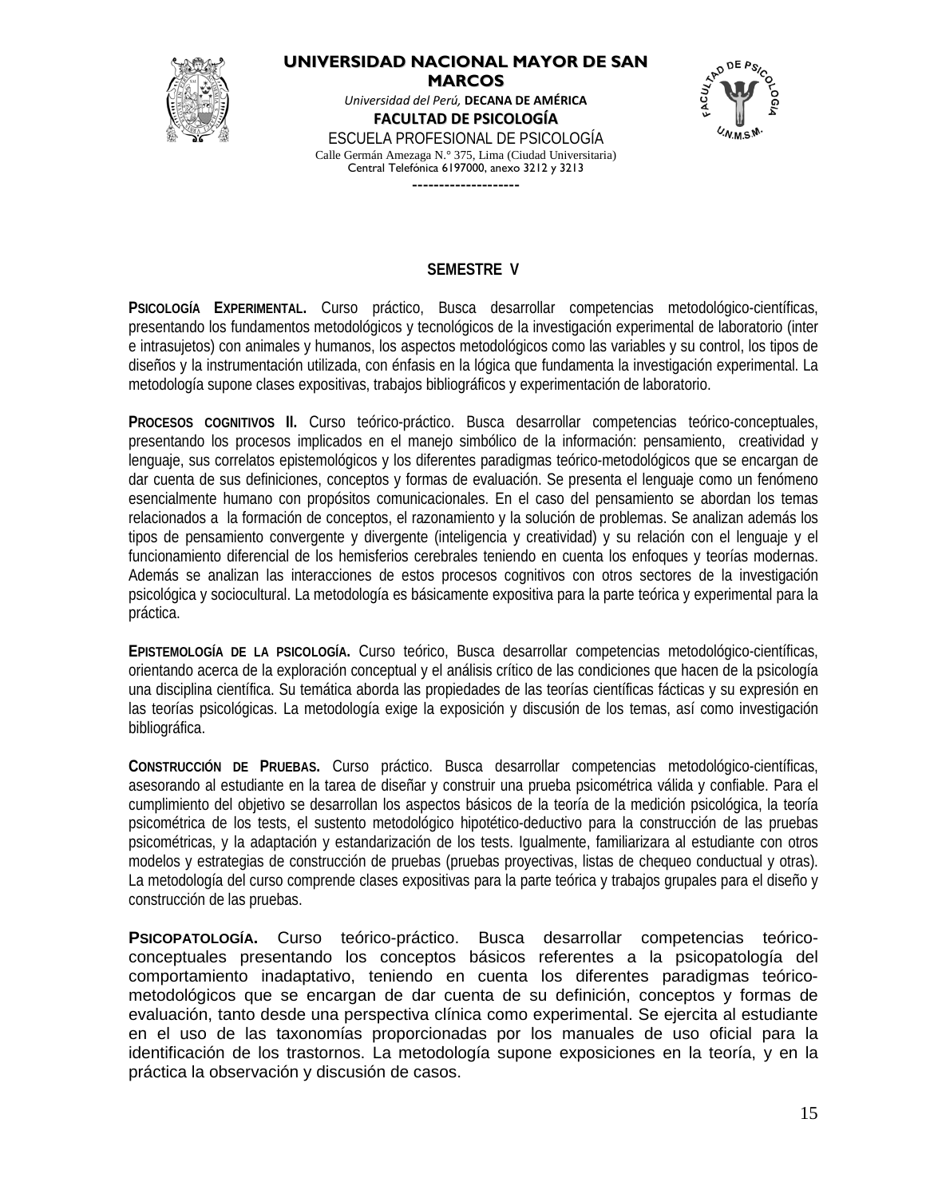## SEMESTRE V

**PSICOLOGÍA EXPERIMENTAL.** Curso práctico, Busca desarrollar competencias metodológico-científicas, presentando los fundamentos metodológicos y tecnológicos de la investigación experimental de laboratorio (inter e intrasujetos) con animales y humanos, los aspectos metodológicos como las variables y su control, los tipos de diseños y la instrumentación utilizada, con énfasis en la lógica que fundamenta la investigación experimental. La metodología supone clases expositivas, trabajos bibliográficos y experimentación de laboratorio.

**PROCESOS COGNITIVOS II.** Curso teórico-práctico. Busca desarrollar competencias teórico-conceptuales, presentando los procesos implicados en el manejo simbólico de la información: pensamiento, creatividad y lenguaje, sus correlatos epistemológicos y los diferentes paradigmas teórico-metodológicos que se encargan de dar cuenta de sus definiciones, conceptos y formas de evaluación. Se presenta el lenguaje como un fenómeno esencialmente humano con propósitos comunicacionales. En el caso del pensamiento se abordan los temas relacionados a la formación de conceptos, el razonamiento y la solución de problemas. Se analizan además los tipos de pensamiento convergente y divergente (inteligencia y creatividad) y su relación con el lenguaje y el funcionamiento diferencial de los hemisferios cerebrales teniendo en cuenta los enfoques y teorías modernas. Además se analizan las interacciones de estos procesos cognitivos con otros sectores de la investigación psicológica y sociocultural. La metodología es básicamente expositiva para la parte teórica y experimental para la práctica.

**EPISTEMOLOGÍA DE LA PSICOLOGÍA.** Curso teórico, Busca desarrollar competencias metodológico-científicas, orientando acerca de la exploración conceptual y el análisis crítico de las condiciones que hacen de la psicología una disciplina científica. Su temática aborda las propiedades de las teorías científicas fácticas y su expresión en las teorías psicológicas. La metodología exige la exposición y discusión de los temas, así como investigación bibliográfica.

**CONSTRUCCIÓN DE PRUEBAS.** Curso práctico. Busca desarrollar competencias metodológico-científicas, asesorando al estudiante en la tarea de diseñar y construir una prueba psicométrica válida y confiable. Para el cumplimiento del objetivo se desarrollan los aspectos básicos de la teoría de la medición psicológica, la teoría psicométrica de los tests, el sustento metodológico hipotético-deductivo para la construcción de las pruebas psicométricas, y la adaptación y estandarización de los tests. Igualmente, familiarizara al estudiante con otros modelos y estrategias de construcción de pruebas (pruebas proyectivas, listas de chequeo conductual y otras). La metodología del curso comprende clases expositivas para la parte teórica y trabajos grupales para el diseño y construcción de las pruebas.

**PSICOPATOLOGÍA.** Curso teórico-práctico. Busca desarrollar competencias teórico-conceptuales presentando los conceptos básicos referentes a la psicopatología del comportamiento inadaptativo, teniendo en cuenta los diferentes paradigmas teórico-metodológicos que se encargan de dar cuenta de su definición, conceptos y formas de evaluación, tanto desde una perspectiva clínica como experimental. Se ejercita al estudiante en el uso de las taxonomías proporcionadas por los manuales de uso oficial para la identificación de los trastornos. La metodología supone exposiciones en la teoría, y en la práctica la observación y discusión de casos.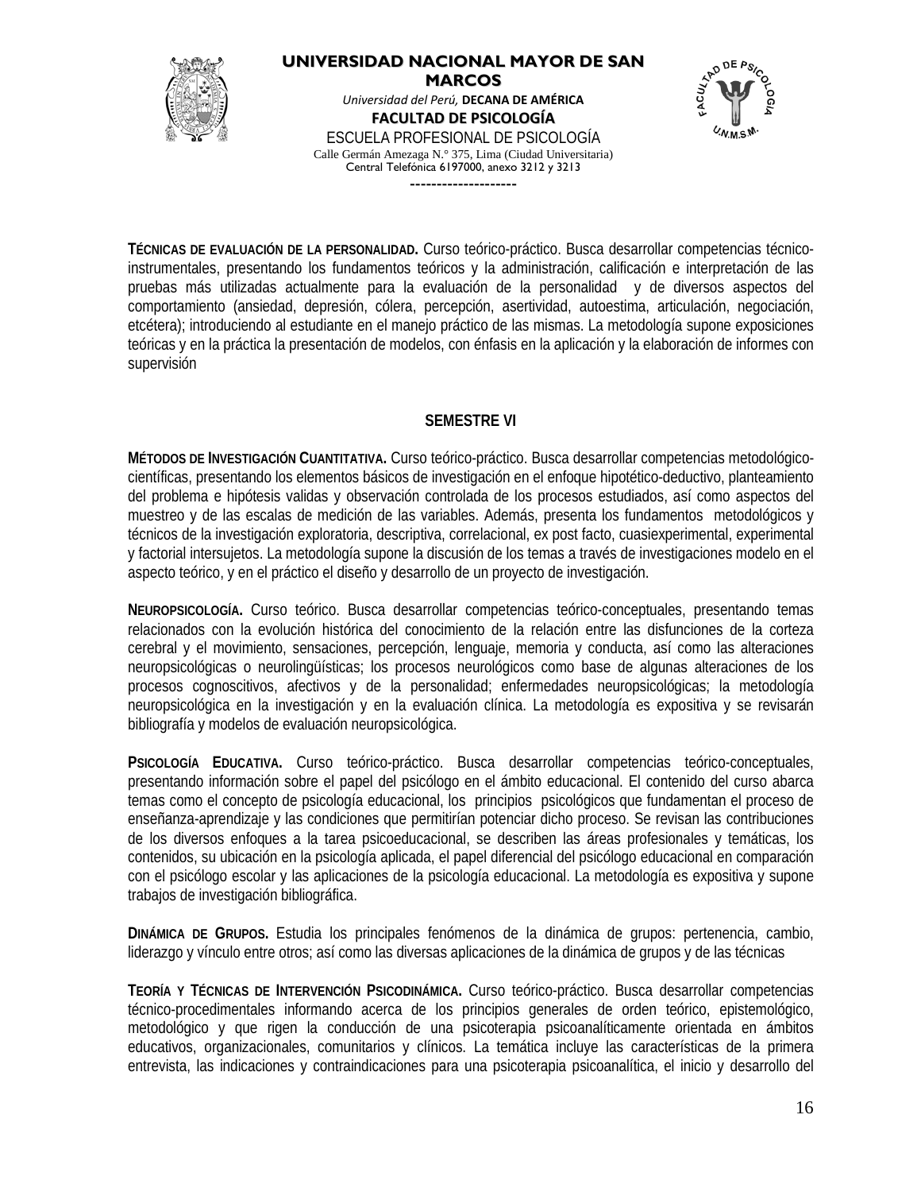**TÉCNICAS DE EVALUACIÓN DE LA PERSONALIDAD.** Curso teórico-práctico. Busca desarrollar competencias técnico-instrumentales, presentando los fundamentos teóricos y la administración, calificación e interpretación de las pruebas más utilizadas actualmente para la evaluación de la personalidad y de diversos aspectos del comportamiento (ansiedad, depresión, cólera, percepción, asertividad, autoestima, articulación, negociación, etcétera); introduciendo al estudiante en el manejo práctico de las mismas. La metodología supone exposiciones teóricas y en la práctica la presentación de modelos, con énfasis en la aplicación y la elaboración de informes con supervisión

## SEMESTRE VI

**MÉTODOS DE INVESTIGACIÓN CUANTITATIVA.** Curso teórico-práctico. Busca desarrollar competencias metodológico-científicas, presentando los elementos básicos de investigación en el enfoque hipotético-deductivo, planteamiento del problema e hipótesis validas y observación controlada de los procesos estudiados, así como aspectos del muestreo y de las escalas de medición de las variables. Además, presenta los fundamentos metodológicos y técnicos de la investigación exploratoria, descriptiva, correlacional, ex post facto, cuasiexperimental, experimental y factorial intersujetos. La metodología supone la discusión de los temas a través de investigaciones modelo en el aspecto teórico, y en el práctico el diseño y desarrollo de un proyecto de investigación.

**NEUROPSICOLOGÍA.** Curso teórico. Busca desarrollar competencias teórico-conceptuales, presentando temas relacionados con la evolución histórica del conocimiento de la relación entre las disfunciones de la corteza cerebral y el movimiento, sensaciones, percepción, lenguaje, memoria y conducta, así como las alteraciones neuropsicológicas o neurolingüísticas; los procesos neurológicos como base de algunas alteraciones de los procesos cognoscitivos, afectivos y de la personalidad; enfermedades neuropsicológicas; la metodología neuropsicológica en la investigación y en la evaluación clínica. La metodología es expositiva y se revisarán bibliografía y modelos de evaluación neuropsicológica.

**PSICOLOGÍA EDUCATIVA.** Curso teórico-práctico. Busca desarrollar competencias teórico-conceptuales, presentando información sobre el papel del psicólogo en el ámbito educacional. El contenido del curso abarca temas como el concepto de psicología educacional, los principios psicológicos que fundamentan el proceso de enseñanza-aprendizaje y las condiciones que permitirían potenciar dicho proceso. Se revisan las contribuciones de los diversos enfoques a la tarea psicoeducacional, se describen las áreas profesionales y temáticas, los contenidos, su ubicación en la psicología aplicada, el papel diferencial del psicólogo educacional en comparación con el psicólogo escolar y las aplicaciones de la psicología educacional. La metodología es expositiva y supone trabajos de investigación bibliográfica.

**DINÁMICA DE GRUPOS.** Estudia los principales fenómenos de la dinámica de grupos: pertenencia, cambio, liderazgo y vínculo entre otros; así como las diversas aplicaciones de la dinámica de grupos y de las técnicas

**TEORÍA Y TÉCNICAS DE INTERVENCIÓN PSICODINÁMICA.** Curso teórico-práctico. Busca desarrollar competencias técnico-procedimentales informando acerca de los principios generales de orden teórico, epistemológico, metodológico y que rigen la conducción de una psicoterapia psicoanalíticamente orientada en ámbitos educativos, organizacionales, comunitarios y clínicos. La temática incluye las características de la primera entrevista, las indicaciones y contraindicaciones para una psicoterapia psicoanalítica, el inicio y desarrollo del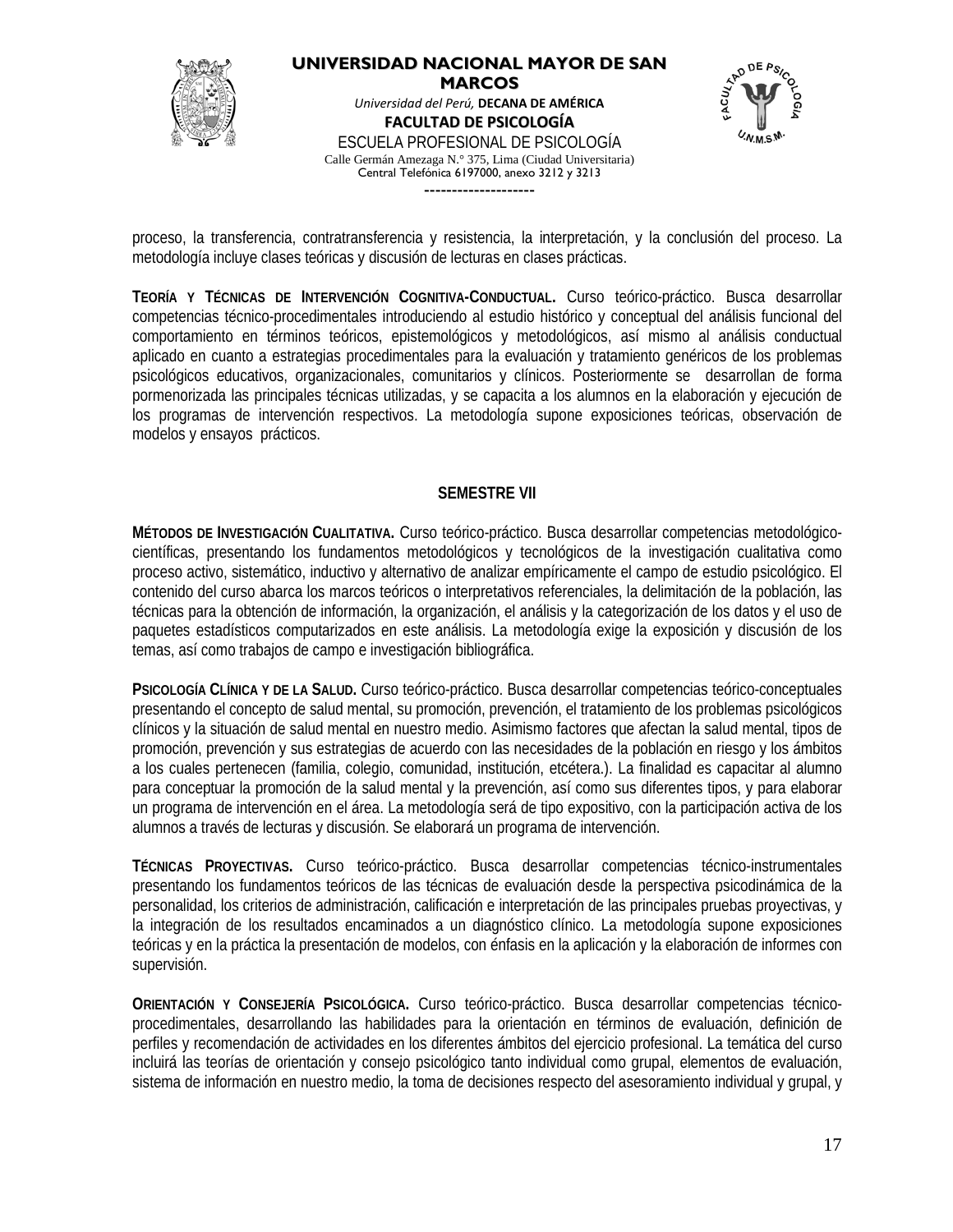proceso, la transferencia, contratransferencia y resistencia, la interpretación, y la conclusión del proceso. La metodología incluye clases teóricas y discusión de lecturas en clases prácticas.

**TEORÍA Y TÉCNICAS DE INTERVENCIÓN COGNITIVA-CONDUCTUAL.** Curso teórico-práctico. Busca desarrollar competencias técnico-procedimentales introduciendo al estudio histórico y conceptual del análisis funcional del comportamiento en términos teóricos, epistemológicos y metodológicos, así mismo al análisis conductual aplicado en cuanto a estrategias procedimentales para la evaluación y tratamiento genéricos de los problemas psicológicos educativos, organizacionales, comunitarios y clínicos. Posteriormente se desarrollan de forma pormenorizada las principales técnicas utilizadas, y se capacita a los alumnos en la elaboración y ejecución de los programas de intervención respectivos. La metodología supone exposiciones teóricas, observación de modelos y ensayos prácticos.

## SEMESTRE VII

**MÉTODOS DE INVESTIGACIÓN CUALITATIVA.** Curso teórico-práctico. Busca desarrollar competencias metodológico-científicas, presentando los fundamentos metodológicos y tecnológicos de la investigación cualitativa como proceso activo, sistemático, inductivo y alternativo de analizar empíricamente el campo de estudio psicológico. El contenido del curso abarca los marcos teóricos o interpretativos referenciales, la delimitación de la población, las técnicas para la obtención de información, la organización, el análisis y la categorización de los datos y el uso de paquetes estadísticos computarizados en este análisis. La metodología exige la exposición y discusión de los temas, así como trabajos de campo e investigación bibliográfica.

**PSICOLOGÍA CLÍNICA Y DE LA SALUD.** Curso teórico-práctico. Busca desarrollar competencias teórico-conceptuales presentando el concepto de salud mental, su promoción, prevención, el tratamiento de los problemas psicológicos clínicos y la situación de salud mental en nuestro medio. Asimismo factores que afectan la salud mental, tipos de promoción, prevención y sus estrategias de acuerdo con las necesidades de la población en riesgo y los ámbitos a los cuales pertenecen (familia, colegio, comunidad, institución, etcétera.). La finalidad es capacitar al alumno para conceptuar la promoción de la salud mental y la prevención, así como sus diferentes tipos, y para elaborar un programa de intervención en el área. La metodología será de tipo expositivo, con la participación activa de los alumnos a través de lecturas y discusión. Se elaborará un programa de intervención.

**TÉCNICAS PROYECTIVAS.** Curso teórico-práctico. Busca desarrollar competencias técnico-instrumentales presentando los fundamentos teóricos de las técnicas de evaluación desde la perspectiva psicodinámica de la personalidad, los criterios de administración, calificación e interpretación de las principales pruebas proyectivas, y la integración de los resultados encaminados a un diagnóstico clínico. La metodología supone exposiciones teóricas y en la práctica la presentación de modelos, con énfasis en la aplicación y la elaboración de informes con supervisión.

**ORIENTACIÓN Y CONSEJERÍA PSICOLÓGICA.** Curso teórico-práctico. Busca desarrollar competencias técnico-procedimentales, desarrollando las habilidades para la orientación en términos de evaluación, definición de perfiles y recomendación de actividades en los diferentes ámbitos del ejercicio profesional. La temática del curso incluirá las teorías de orientación y consejo psicológico tanto individual como grupal, elementos de evaluación, sistema de información en nuestro medio, la toma de decisiones respecto del asesoramiento individual y grupal, y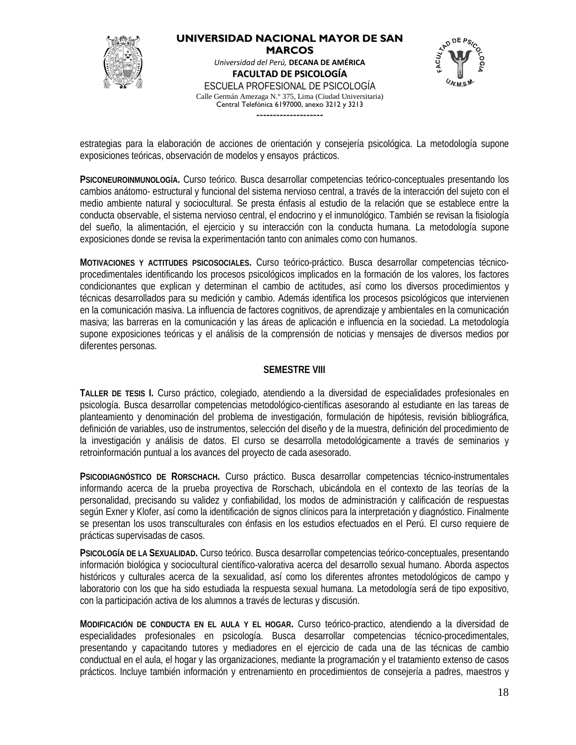estrategias para la elaboración de acciones de orientación y consejería psicológica. La metodología supone exposiciones teóricas, observación de modelos y ensayos prácticos.

**PSICONEUROINMUNOLOGÍA.** Curso teórico. Busca desarrollar competencias teórico-conceptuales presentando los cambios anátomo- estructural y funcional del sistema nervioso central, a través de la interacción del sujeto con el medio ambiente natural y sociocultural. Se presta énfasis al estudio de la relación que se establece entre la conducta observable, el sistema nervioso central, el endocrino y el inmunológico. También se revisan la fisiología del sueño, la alimentación, el ejercicio y su interacción con la conducta humana. La metodología supone exposiciones donde se revisa la experimentación tanto con animales como con humanos.

**MOTIVACIONES Y ACTITUDES PSICOSOCIALES.** Curso teórico-práctico. Busca desarrollar competencias técnico-procedimentales identificando los procesos psicológicos implicados en la formación de los valores, los factores condicionantes que explican y determinan el cambio de actitudes, así como los diversos procedimientos y técnicas desarrollados para su medición y cambio. Además identifica los procesos psicológicos que intervienen en la comunicación masiva. La influencia de factores cognitivos, de aprendizaje y ambientales en la comunicación masiva; las barreras en la comunicación y las áreas de aplicación e influencia en la sociedad. La metodología supone exposiciones teóricas y el análisis de la comprensión de noticias y mensajes de diversos medios por diferentes personas.

## SEMESTRE VIII

**TALLER DE TESIS I.** Curso práctico, colegiado, atendiendo a la diversidad de especialidades profesionales en psicología. Busca desarrollar competencias metodológico-científicas asesorando al estudiante en las tareas de planteamiento y denominación del problema de investigación, formulación de hipótesis, revisión bibliográfica, definición de variables, uso de instrumentos, selección del diseño y de la muestra, definición del procedimiento de la investigación y análisis de datos. El curso se desarrolla metodológicamente a través de seminarios y retroinformación puntual a los avances del proyecto de cada asesorado.

**PSICODIAGNÓSTICO DE RORSCHACH.** Curso práctico. Busca desarrollar competencias técnico-instrumentales informando acerca de la prueba proyectiva de Rorschach, ubicándola en el contexto de las teorías de la personalidad, precisando su validez y confiabilidad, los modos de administración y calificación de respuestas según Exner y Klofer, así como la identificación de signos clínicos para la interpretación y diagnóstico. Finalmente se presentan los usos transculturales con énfasis en los estudios efectuados en el Perú. El curso requiere de prácticas supervisadas de casos.

**PSICOLOGÍA DE LA SEXUALIDAD.** Curso teórico. Busca desarrollar competencias teórico-conceptuales, presentando información biológica y sociocultural científico-valorativa acerca del desarrollo sexual humano. Aborda aspectos históricos y culturales acerca de la sexualidad, así como los diferentes afrontes metodológicos de campo y laboratorio con los que ha sido estudiada la respuesta sexual humana. La metodología será de tipo expositivo, con la participación activa de los alumnos a través de lecturas y discusión.

**MODIFICACIÓN DE CONDUCTA EN EL AULA Y EL HOGAR.** Curso teórico-practico, atendiendo a la diversidad de especialidades profesionales en psicología. Busca desarrollar competencias técnico-procedimentales, presentando y capacitando tutores y mediadores en el ejercicio de cada una de las técnicas de cambio conductual en el aula, el hogar y las organizaciones, mediante la programación y el tratamiento extenso de casos prácticos. Incluye también información y entrenamiento en procedimientos de consejería a padres, maestros y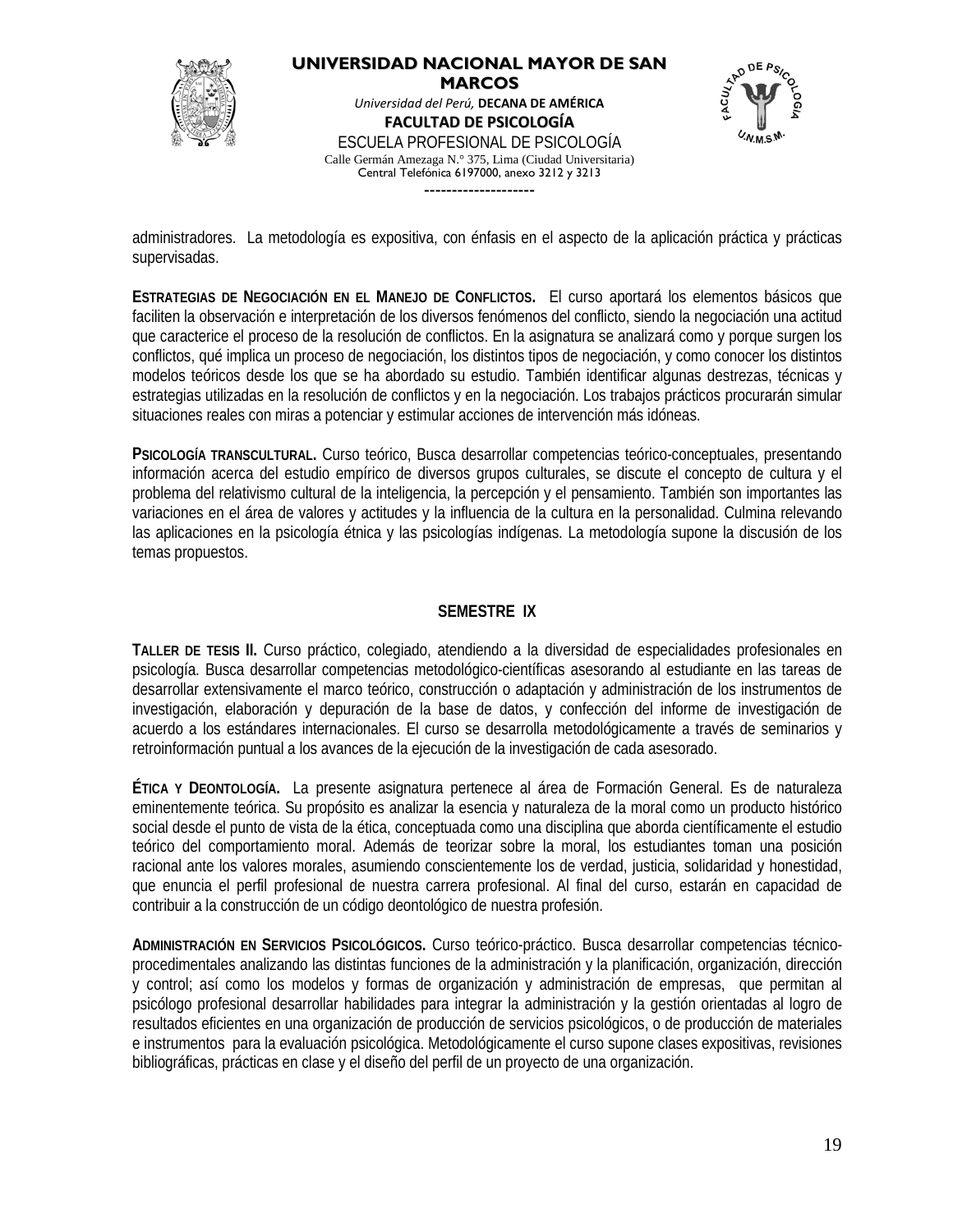administradores. La metodología es expositiva, con énfasis en el aspecto de la aplicación práctica y prácticas supervisadas.

**ESTRATEGIAS DE NEGOCIACIÓN EN EL MANEJO DE CONFLICTOS.** El curso aportará los elementos básicos que faciliten la observación e interpretación de los diversos fenómenos del conflicto, siendo la negociación una actitud que caracterice el proceso de la resolución de conflictos. En la asignatura se analizará como y porque surgen los conflictos, qué implica un proceso de negociación, los distintos tipos de negociación, y como conocer los distintos modelos teóricos desde los que se ha abordado su estudio. También identificar algunas destrezas, técnicas y estrategias utilizadas en la resolución de conflictos y en la negociación. Los trabajos prácticos procurarán simular situaciones reales con miras a potenciar y estimular acciones de intervención más idóneas.

**PSICOLOGÍA TRANSCULTURAL.** Curso teórico, Busca desarrollar competencias teórico-conceptuales, presentando información acerca del estudio empírico de diversos grupos culturales, se discute el concepto de cultura y el problema del relativismo cultural de la inteligencia, la percepción y el pensamiento. También son importantes las variaciones en el área de valores y actitudes y la influencia de la cultura en la personalidad. Culmina relevando las aplicaciones en la psicología étnica y las psicologías indígenas. La metodología supone la discusión de los temas propuestos.

## SEMESTRE IX

**TALLER DE TESIS II.** Curso práctico, colegiado, atendiendo a la diversidad de especialidades profesionales en psicología. Busca desarrollar competencias metodológico-científicas asesorando al estudiante en las tareas de desarrollar extensivamente el marco teórico, construcción o adaptación y administración de los instrumentos de investigación, elaboración y depuración de la base de datos, y confección del informe de investigación de acuerdo a los estándares internacionales. El curso se desarrolla metodológicamente a través de seminarios y retroinformación puntual a los avances de la ejecución de la investigación de cada asesorado.

**ÉTICA Y DEONTOLOGÍA.** La presente asignatura pertenece al área de Formación General. Es de naturaleza eminentemente teórica. Su propósito es analizar la esencia y naturaleza de la moral como un producto histórico social desde el punto de vista de la ética, conceptuada como una disciplina que aborda científicamente el estudio teórico del comportamiento moral. Además de teorizar sobre la moral, los estudiantes toman una posición racional ante los valores morales, asumiendo conscientemente los de verdad, justicia, solidaridad y honestidad, que enuncia el perfil profesional de nuestra carrera profesional. Al final del curso, estarán en capacidad de contribuir a la construcción de un código deontológico de nuestra profesión.

**ADMINISTRACIÓN EN SERVICIOS PSICOLÓGICOS.** Curso teórico-práctico. Busca desarrollar competencias técnico-procedimentales analizando las distintas funciones de la administración y la planificación, organización, dirección y control; así como los modelos y formas de organización y administración de empresas, que permitan al psicólogo profesional desarrollar habilidades para integrar la administración y la gestión orientadas al logro de resultados eficientes en una organización de producción de servicios psicológicos, o de producción de materiales e instrumentos para la evaluación psicológica. Metodológicamente el curso supone clases expositivas, revisiones bibliográficas, prácticas en clase y el diseño del perfil de un proyecto de una organización.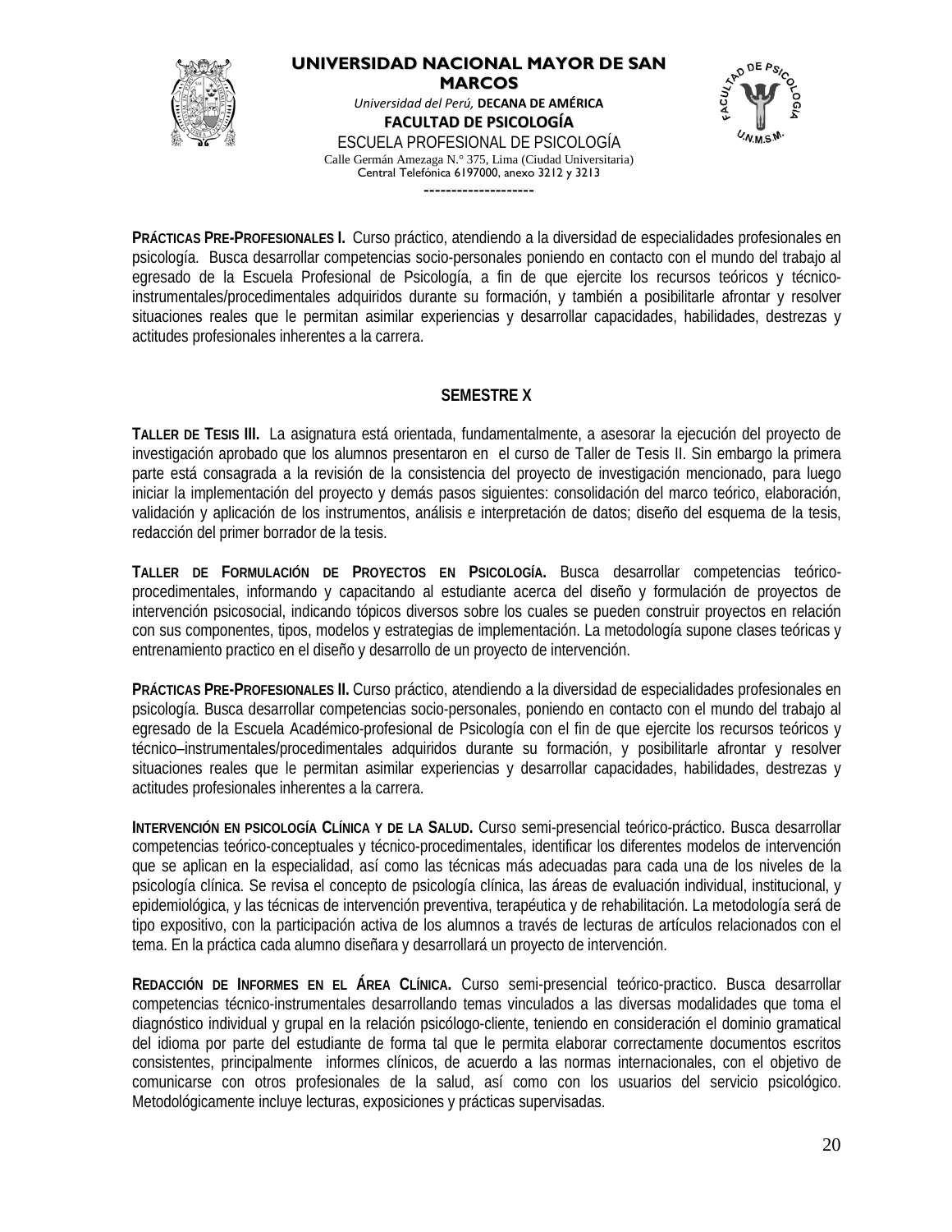**PRÁCTICAS PRE-PROFESIONALES I.** Curso práctico, atendiendo a la diversidad de especialidades profesionales en psicología. Busca desarrollar competencias socio-personales poniendo en contacto con el mundo del trabajo al egresado de la Escuela Profesional de Psicología, a fin de que ejercite los recursos teóricos y técnico-instrumentales/procedimentales adquiridos durante su formación, y también a posibilitarle afrontar y resolver situaciones reales que le permitan asimilar experiencias y desarrollar capacidades, habilidades, destrezas y actitudes profesionales inherentes a la carrera.

## SEMESTRE X

**TALLER DE TESIS III.** La asignatura está orientada, fundamentalmente, a asesorar la ejecución del proyecto de investigación aprobado que los alumnos presentaron en el curso de Taller de Tesis II. Sin embargo la primera parte está consagrada a la revisión de la consistencia del proyecto de investigación mencionado, para luego iniciar la implementación del proyecto y demás pasos siguientes: consolidación del marco teórico, elaboración, validación y aplicación de los instrumentos, análisis e interpretación de datos; diseño del esquema de la tesis, redacción del primer borrador de la tesis.

**TALLER DE FORMULACIÓN DE PROYECTOS EN PSICOLOGÍA.** Busca desarrollar competencias teórico-procedimentales, informando y capacitando al estudiante acerca del diseño y formulación de proyectos de intervención psicosocial, indicando tópicos diversos sobre los cuales se pueden construir proyectos en relación con sus componentes, tipos, modelos y estrategias de implementación. La metodología supone clases teóricas y entrenamiento practico en el diseño y desarrollo de un proyecto de intervención.

**PRÁCTICAS PRE-PROFESIONALES II.** Curso práctico, atendiendo a la diversidad de especialidades profesionales en psicología. Busca desarrollar competencias socio-personales, poniendo en contacto con el mundo del trabajo al egresado de la Escuela Académico-profesional de Psicología con el fin de que ejercite los recursos teóricos y técnico–instrumentales/procedimentales adquiridos durante su formación, y posibilitarle afrontar y resolver situaciones reales que le permitan asimilar experiencias y desarrollar capacidades, habilidades, destrezas y actitudes profesionales inherentes a la carrera.

**INTERVENCIÓN EN PSICOLOGÍA CLÍNICA Y DE LA SALUD.** Curso semi-presencial teórico-práctico. Busca desarrollar competencias teórico-conceptuales y técnico-procedimentales, identificar los diferentes modelos de intervención que se aplican en la especialidad, así como las técnicas más adecuadas para cada una de los niveles de la psicología clínica. Se revisa el concepto de psicología clínica, las áreas de evaluación individual, institucional, y epidemiológica, y las técnicas de intervención preventiva, terapéutica y de rehabilitación. La metodología será de tipo expositivo, con la participación activa de los alumnos a través de lecturas de artículos relacionados con el tema. En la práctica cada alumno diseñara y desarrollará un proyecto de intervención.

**REDACCIÓN DE INFORMES EN EL ÁREA CLÍNICA.** Curso semi-presencial teórico-practico. Busca desarrollar competencias técnico-instrumentales desarrollando temas vinculados a las diversas modalidades que toma el diagnóstico individual y grupal en la relación psicólogo-cliente, teniendo en consideración el dominio gramatical del idioma por parte del estudiante de forma tal que le permita elaborar correctamente documentos escritos consistentes, principalmente informes clínicos, de acuerdo a las normas internacionales, con el objetivo de comunicarse con otros profesionales de la salud, así como con los usuarios del servicio psicológico. Metodológicamente incluye lecturas, exposiciones y prácticas supervisadas.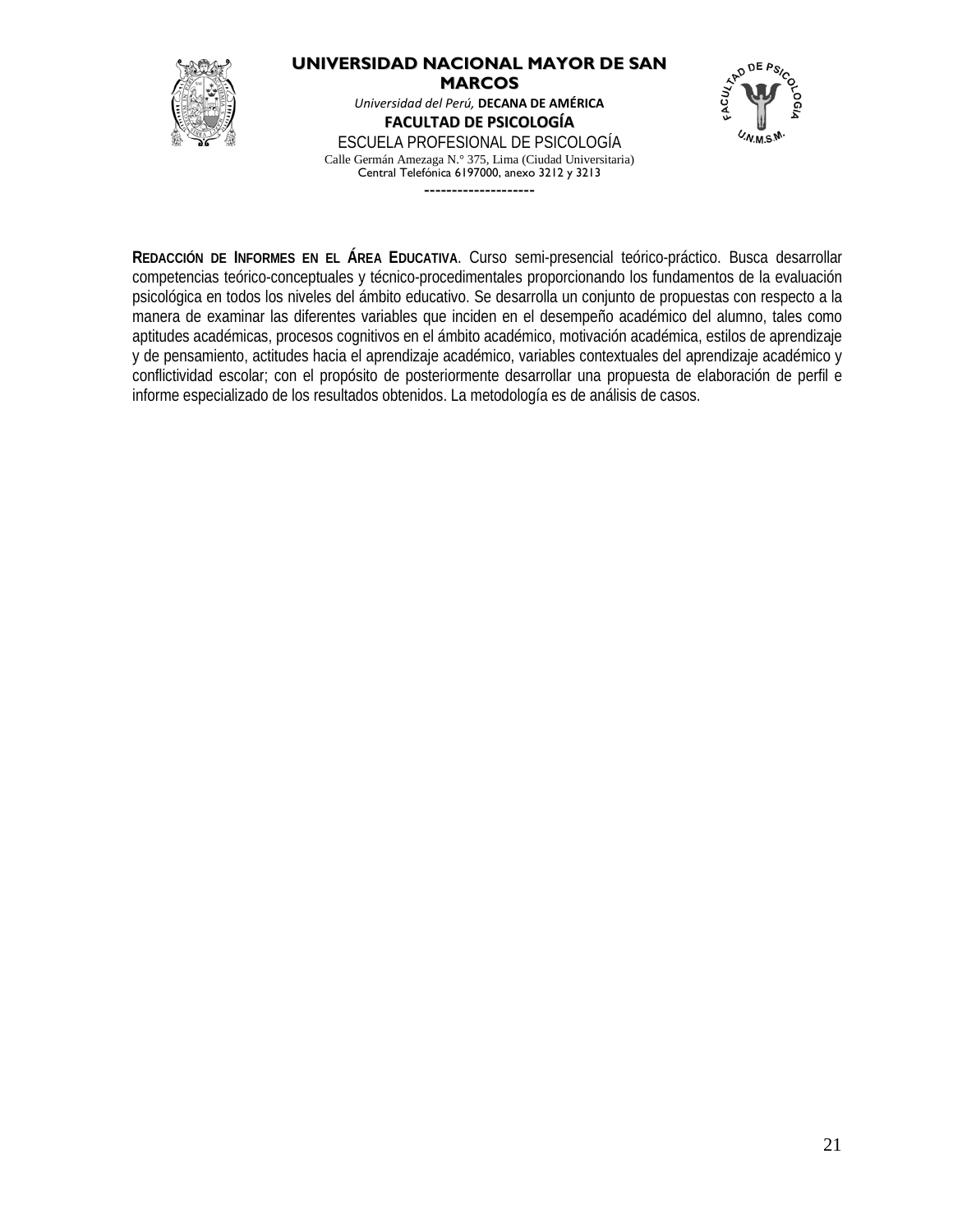**REDACCIÓN DE INFORMES EN EL ÁREA EDUCATIVA**. Curso semi-presencial teórico-práctico. Busca desarrollar competencias teórico-conceptuales y técnico-procedimentales proporcionando los fundamentos de la evaluación psicológica en todos los niveles del ámbito educativo. Se desarrolla un conjunto de propuestas con respecto a la manera de examinar las diferentes variables que inciden en el desempeño académico del alumno, tales como aptitudes académicas, procesos cognitivos en el ámbito académico, motivación académica, estilos de aprendizaje y de pensamiento, actitudes hacia el aprendizaje académico, variables contextuales del aprendizaje académico y conflictividad escolar; con el propósito de posteriormente desarrollar una propuesta de elaboración de perfil e informe especializado de los resultados obtenidos. La metodología es de análisis de casos.